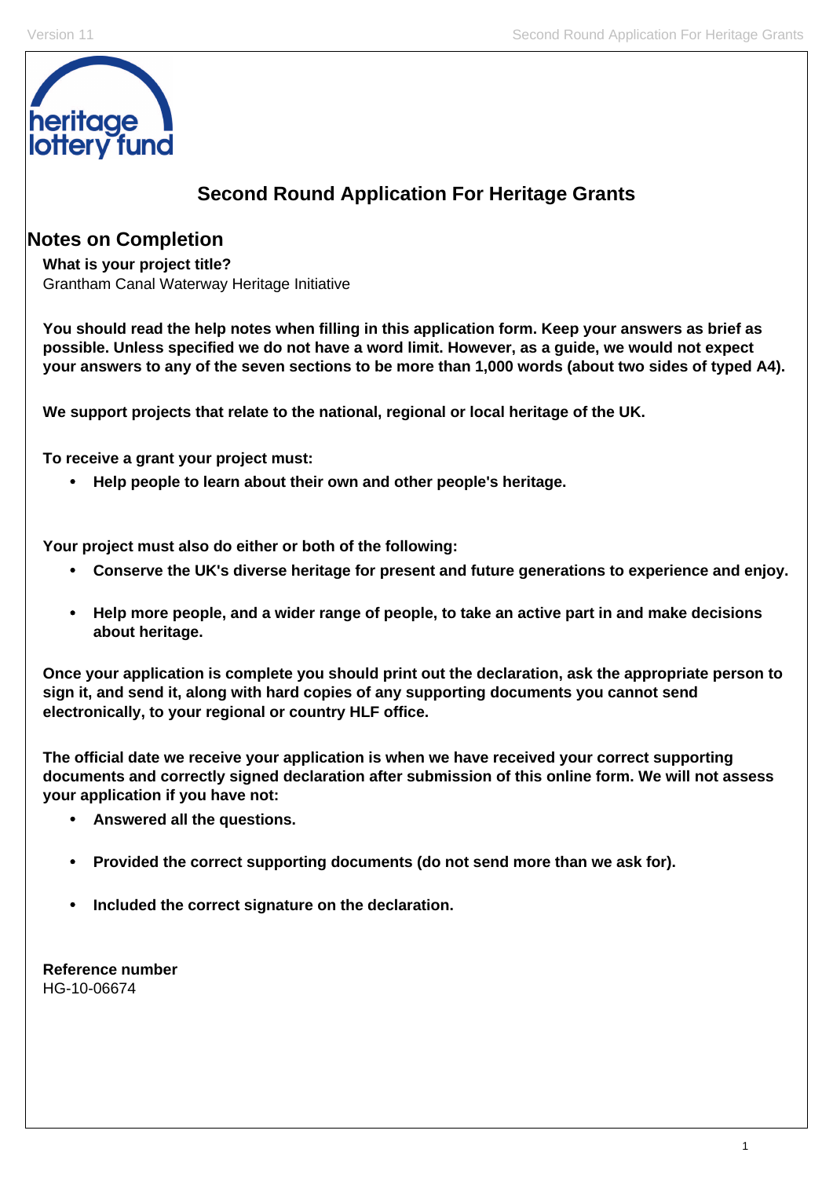# Second Round Application For Heritage Grants

## Notes on Completion

**What is your project title?**
Grantham Canal Waterway Heritage Initiative

**You should read the help notes when filling in this application form. Keep your answers as brief as possible. Unless specified we do not have a word limit. However, as a guide, we would not expect your answers to any of the seven sections to be more than 1,000 words (about two sides of typed A4).**

**We support projects that relate to the national, regional or local heritage of the UK.**

**To receive a grant your project must:**

- **Help people to learn about their own and other people's heritage.**

**Your project must also do either or both of the following:**

- **Conserve the UK's diverse heritage for present and future generations to experience and enjoy.**
- **Help more people, and a wider range of people, to take an active part in and make decisions about heritage.**

**Once your application is complete you should print out the declaration, ask the appropriate person to sign it, and send it, along with hard copies of any supporting documents you cannot send electronically, to your regional or country HLF office.**

**The official date we receive your application is when we have received your correct supporting documents and correctly signed declaration after submission of this online form. We will not assess your application if you have not:**

- **Answered all the questions.**
- **Provided the correct supporting documents (do not send more than we ask for).**
- **Included the correct signature on the declaration.**

**Reference number**
HG-10-06674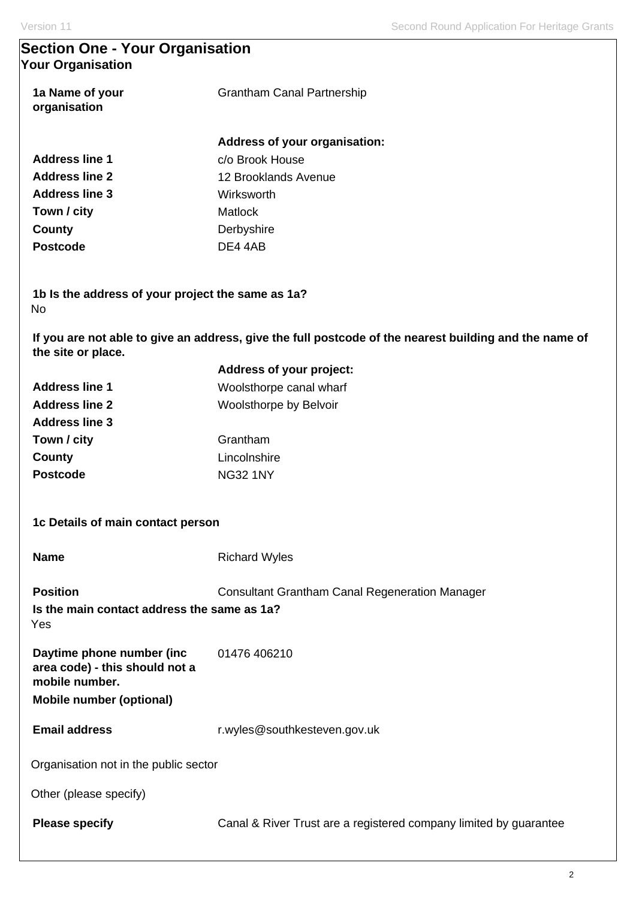# Section One - Your Organisation

## Your Organisation

**1a Name of your organisation** Grantham Canal Partnership

**Address of your organisation:**

| | |
|---|---|
| **Address line 1** | c/o Brook House |
| **Address line 2** | 12 Brooklands Avenue |
| **Address line 3** | Wirksworth |
| **Town / city** | Matlock |
| **County** | Derbyshire |
| **Postcode** | DE4 4AB |

**1b Is the address of your project the same as 1a?**

No

**If you are not able to give an address, give the full postcode of the nearest building and the name of the site or place.**

**Address of your project:**

| | |
|---|---|
| **Address line 1** | Woolsthorpe canal wharf |
| **Address line 2** | Woolsthorpe by Belvoir |
| **Address line 3** | |
| **Town / city** | Grantham |
| **County** | Lincolnshire |
| **Postcode** | NG32 1NY |

**1c Details of main contact person**

**Name** Richard Wyles

**Position** Consultant Grantham Canal Regeneration Manager

**Is the main contact address the same as 1a?**

Yes

**Daytime phone number (inc area code) - this should not a mobile number.** 01476 406210

**Mobile number (optional)**

**Email address** r.wyles@southkesteven.gov.uk

Organisation not in the public sector

Other (please specify)

**Please specify** Canal & River Trust are a registered company limited by guarantee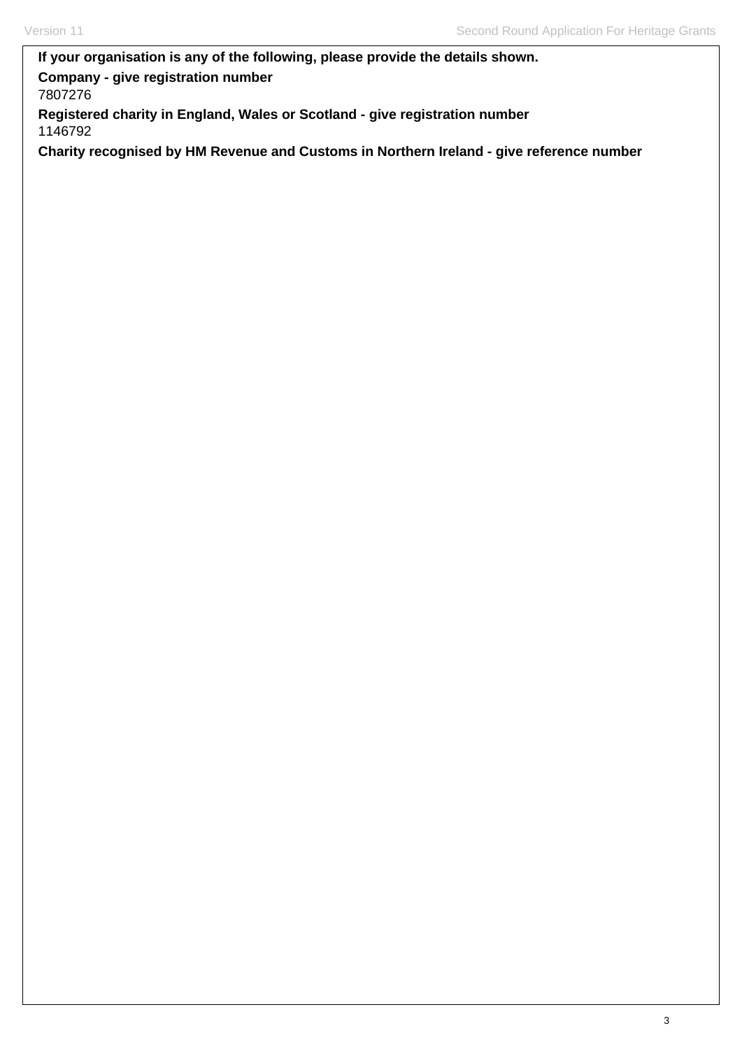**If your organisation is any of the following, please provide the details shown.**

**Company - give registration number**

7807276

**Registered charity in England, Wales or Scotland - give registration number**

1146792

**Charity recognised by HM Revenue and Customs in Northern Ireland - give reference number**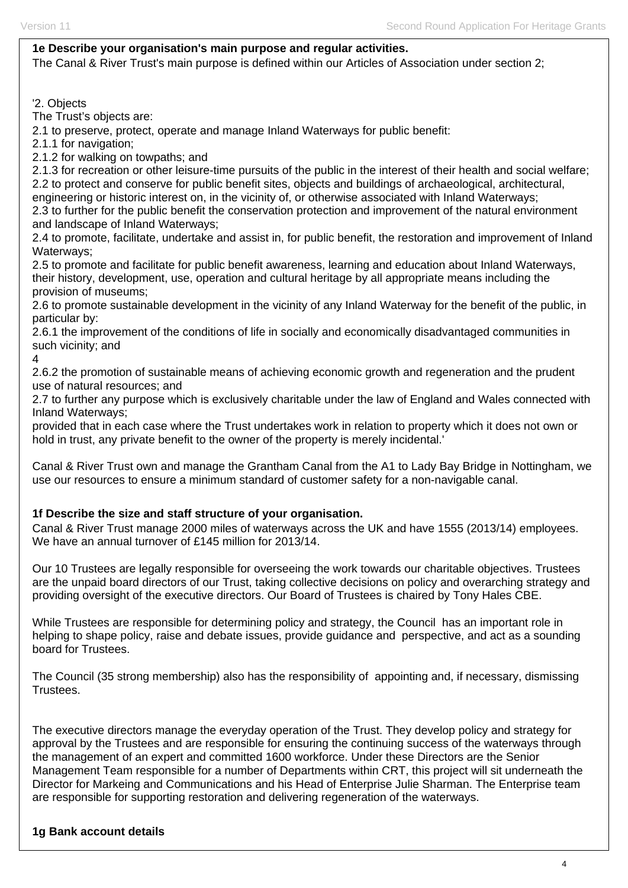**1e Describe your organisation's main purpose and regular activities.**

The Canal & River Trust's main purpose is defined within our Articles of Association under section 2;

'2. Objects
The Trust's objects are:
2.1 to preserve, protect, operate and manage Inland Waterways for public benefit:
2.1.1 for navigation;
2.1.2 for walking on towpaths; and
2.1.3 for recreation or other leisure-time pursuits of the public in the interest of their health and social welfare;
2.2 to protect and conserve for public benefit sites, objects and buildings of archaeological, architectural, engineering or historic interest on, in the vicinity of, or otherwise associated with Inland Waterways;
2.3 to further for the public benefit the conservation protection and improvement of the natural environment and landscape of Inland Waterways;
2.4 to promote, facilitate, undertake and assist in, for public benefit, the restoration and improvement of Inland Waterways;
2.5 to promote and facilitate for public benefit awareness, learning and education about Inland Waterways, their history, development, use, operation and cultural heritage by all appropriate means including the provision of museums;
2.6 to promote sustainable development in the vicinity of any Inland Waterway for the benefit of the public, in particular by:
2.6.1 the improvement of the conditions of life in socially and economically disadvantaged communities in such vicinity; and
4
2.6.2 the promotion of sustainable means of achieving economic growth and regeneration and the prudent use of natural resources; and
2.7 to further any purpose which is exclusively charitable under the law of England and Wales connected with Inland Waterways;
provided that in each case where the Trust undertakes work in relation to property which it does not own or hold in trust, any private benefit to the owner of the property is merely incidental.'

Canal & River Trust own and manage the Grantham Canal from the A1 to Lady Bay Bridge in Nottingham, we use our resources to ensure a minimum standard of customer safety for a non-navigable canal.

**1f Describe the size and staff structure of your organisation.**

Canal & River Trust manage 2000 miles of waterways across the UK and have 1555 (2013/14) employees. We have an annual turnover of £145 million for 2013/14.

Our 10 Trustees are legally responsible for overseeing the work towards our charitable objectives. Trustees are the unpaid board directors of our Trust, taking collective decisions on policy and overarching strategy and providing oversight of the executive directors. Our Board of Trustees is chaired by Tony Hales CBE.

While Trustees are responsible for determining policy and strategy, the Council has an important role in helping to shape policy, raise and debate issues, provide guidance and perspective, and act as a sounding board for Trustees.

The Council (35 strong membership) also has the responsibility of appointing and, if necessary, dismissing Trustees.

The executive directors manage the everyday operation of the Trust. They develop policy and strategy for approval by the Trustees and are responsible for ensuring the continuing success of the waterways through the management of an expert and committed 1600 workforce. Under these Directors are the Senior Management Team responsible for a number of Departments within CRT, this project will sit underneath the Director for Markeing and Communications and his Head of Enterprise Julie Sharman. The Enterprise team are responsible for supporting restoration and delivering regeneration of the waterways.

**1g Bank account details**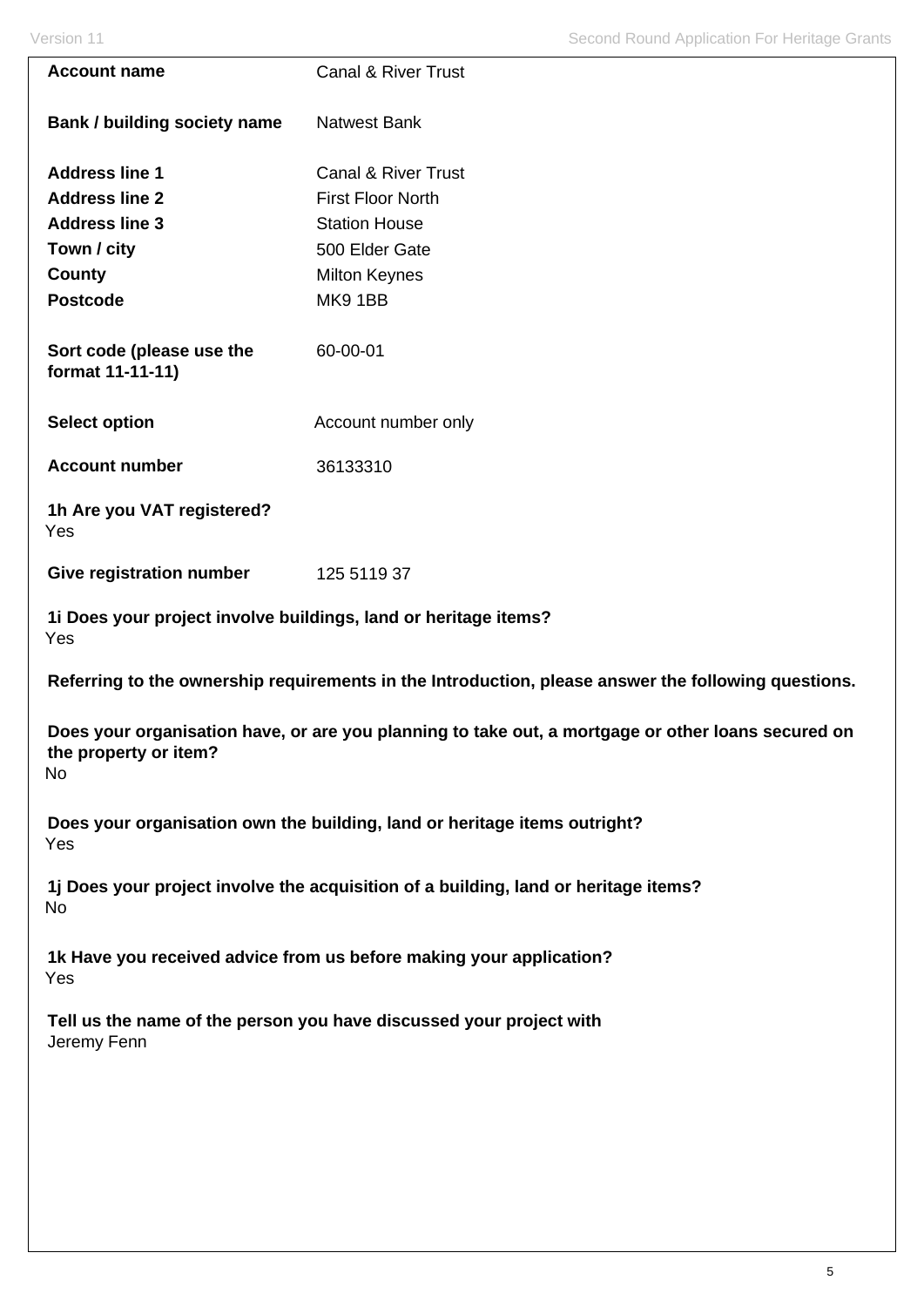| | |
|---|---|
| **Account name** | Canal & River Trust |
| **Bank / building society name** | Natwest Bank |
| **Address line 1** | Canal & River Trust |
| **Address line 2** | First Floor North |
| **Address line 3** | Station House |
| **Town / city** | 500 Elder Gate |
| **County** | Milton Keynes |
| **Postcode** | MK9 1BB |
| **Sort code (please use the format 11-11-11)** | 60-00-01 |
| **Select option** | Account number only |
| **Account number** | 36133310 |

**1h Are you VAT registered?**
Yes

**Give registration number** 125 5119 37

**1i Does your project involve buildings, land or heritage items?**
Yes

**Referring to the ownership requirements in the Introduction, please answer the following questions.**

**Does your organisation have, or are you planning to take out, a mortgage or other loans secured on the property or item?**
No

**Does your organisation own the building, land or heritage items outright?**
Yes

**1j Does your project involve the acquisition of a building, land or heritage items?**
No

**1k Have you received advice from us before making your application?**
Yes

**Tell us the name of the person you have discussed your project with**
Jeremy Fenn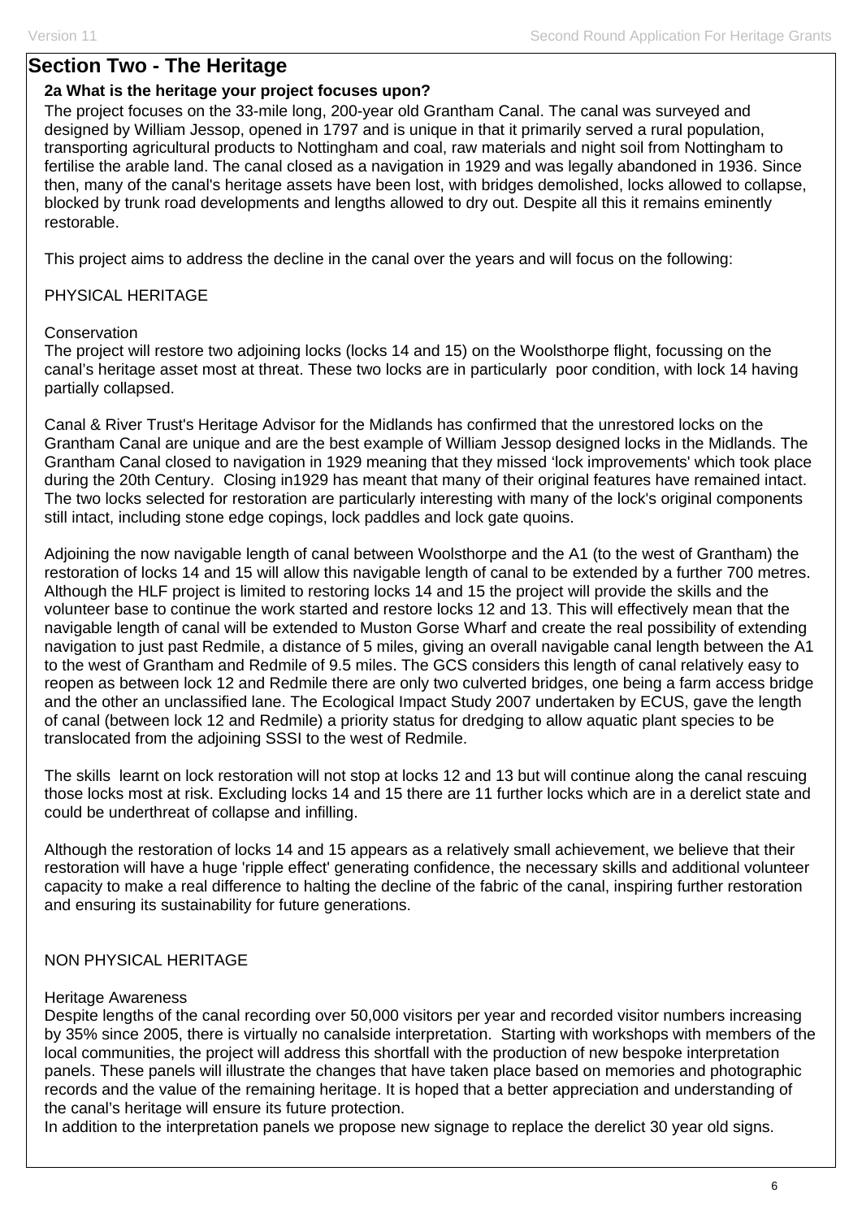## Section Two - The Heritage

**2a What is the heritage your project focuses upon?**

The project focuses on the 33-mile long, 200-year old Grantham Canal. The canal was surveyed and designed by William Jessop, opened in 1797 and is unique in that it primarily served a rural population, transporting agricultural products to Nottingham and coal, raw materials and night soil from Nottingham to fertilise the arable land. The canal closed as a navigation in 1929 and was legally abandoned in 1936. Since then, many of the canal's heritage assets have been lost, with bridges demolished, locks allowed to collapse, blocked by trunk road developments and lengths allowed to dry out. Despite all this it remains eminently restorable.

This project aims to address the decline in the canal over the years and will focus on the following:

PHYSICAL HERITAGE

Conservation
The project will restore two adjoining locks (locks 14 and 15) on the Woolsthorpe flight, focussing on the canal's heritage asset most at threat. These two locks are in particularly poor condition, with lock 14 having partially collapsed.

Canal & River Trust's Heritage Advisor for the Midlands has confirmed that the unrestored locks on the Grantham Canal are unique and are the best example of William Jessop designed locks in the Midlands. The Grantham Canal closed to navigation in 1929 meaning that they missed 'lock improvements' which took place during the 20th Century. Closing in1929 has meant that many of their original features have remained intact. The two locks selected for restoration are particularly interesting with many of the lock's original components still intact, including stone edge copings, lock paddles and lock gate quoins.

Adjoining the now navigable length of canal between Woolsthorpe and the A1 (to the west of Grantham) the restoration of locks 14 and 15 will allow this navigable length of canal to be extended by a further 700 metres. Although the HLF project is limited to restoring locks 14 and 15 the project will provide the skills and the volunteer base to continue the work started and restore locks 12 and 13. This will effectively mean that the navigable length of canal will be extended to Muston Gorse Wharf and create the real possibility of extending navigation to just past Redmile, a distance of 5 miles, giving an overall navigable canal length between the A1 to the west of Grantham and Redmile of 9.5 miles. The GCS considers this length of canal relatively easy to reopen as between lock 12 and Redmile there are only two culverted bridges, one being a farm access bridge and the other an unclassified lane. The Ecological Impact Study 2007 undertaken by ECUS, gave the length of canal (between lock 12 and Redmile) a priority status for dredging to allow aquatic plant species to be translocated from the adjoining SSSI to the west of Redmile.

The skills learnt on lock restoration will not stop at locks 12 and 13 but will continue along the canal rescuing those locks most at risk. Excluding locks 14 and 15 there are 11 further locks which are in a derelict state and could be underthreat of collapse and infilling.

Although the restoration of locks 14 and 15 appears as a relatively small achievement, we believe that their restoration will have a huge 'ripple effect' generating confidence, the necessary skills and additional volunteer capacity to make a real difference to halting the decline of the fabric of the canal, inspiring further restoration and ensuring its sustainability for future generations.

NON PHYSICAL HERITAGE

Heritage Awareness
Despite lengths of the canal recording over 50,000 visitors per year and recorded visitor numbers increasing by 35% since 2005, there is virtually no canalside interpretation. Starting with workshops with members of the local communities, the project will address this shortfall with the production of new bespoke interpretation panels. These panels will illustrate the changes that have taken place based on memories and photographic records and the value of the remaining heritage. It is hoped that a better appreciation and understanding of the canal's heritage will ensure its future protection.
In addition to the interpretation panels we propose new signage to replace the derelict 30 year old signs.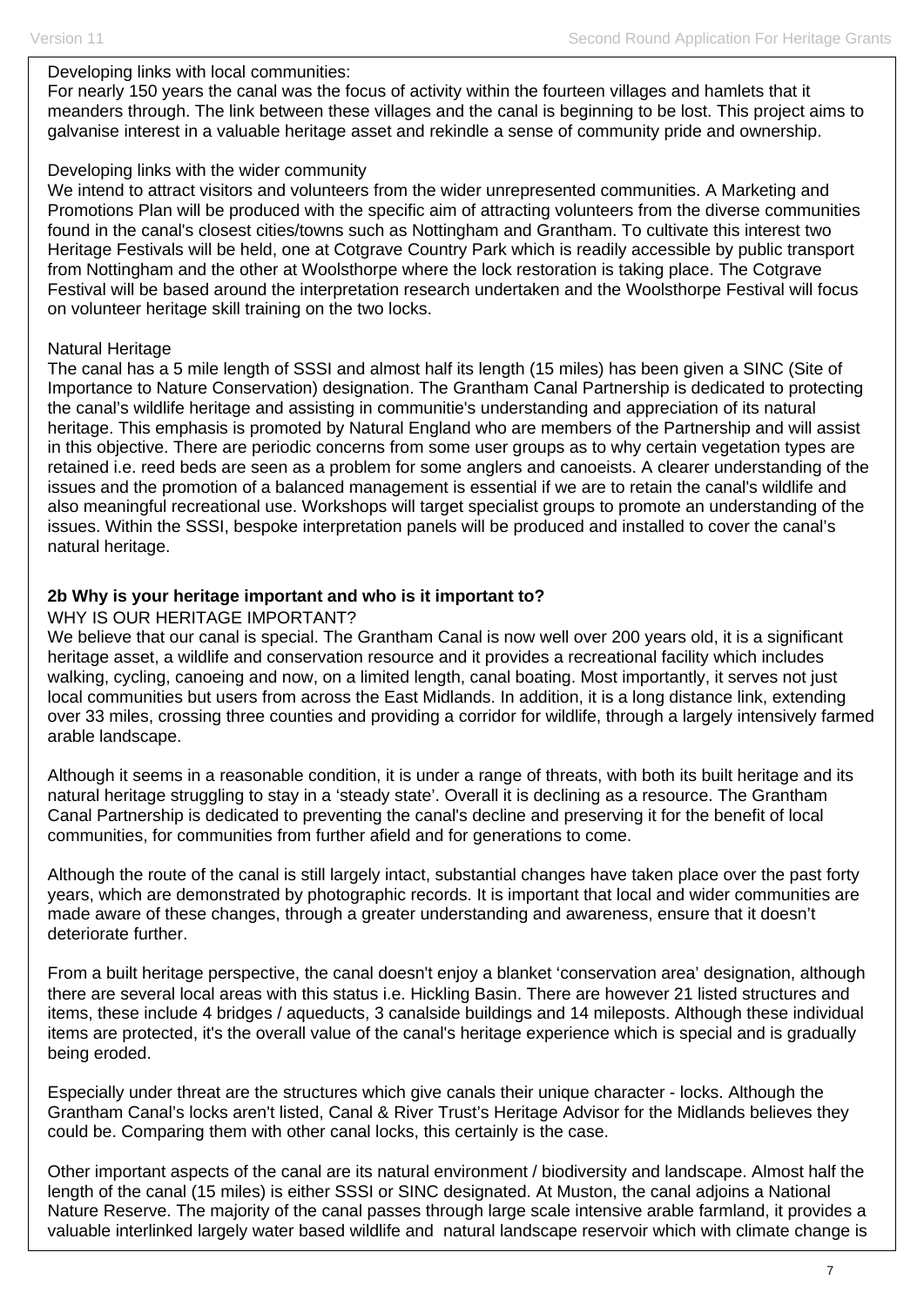Developing links with local communities:
For nearly 150 years the canal was the focus of activity within the fourteen villages and hamlets that it meanders through. The link between these villages and the canal is beginning to be lost. This project aims to galvanise interest in a valuable heritage asset and rekindle a sense of community pride and ownership.

Developing links with the wider community
We intend to attract visitors and volunteers from the wider unrepresented communities. A Marketing and Promotions Plan will be produced with the specific aim of attracting volunteers from the diverse communities found in the canal's closest cities/towns such as Nottingham and Grantham. To cultivate this interest two Heritage Festivals will be held, one at Cotgrave Country Park which is readily accessible by public transport from Nottingham and the other at Woolsthorpe where the lock restoration is taking place. The Cotgrave Festival will be based around the interpretation research undertaken and the Woolsthorpe Festival will focus on volunteer heritage skill training on the two locks.

Natural Heritage
The canal has a 5 mile length of SSSI and almost half its length (15 miles) has been given a SINC (Site of Importance to Nature Conservation) designation. The Grantham Canal Partnership is dedicated to protecting the canal's wildlife heritage and assisting in communitie's understanding and appreciation of its natural heritage. This emphasis is promoted by Natural England who are members of the Partnership and will assist in this objective. There are periodic concerns from some user groups as to why certain vegetation types are retained i.e. reed beds are seen as a problem for some anglers and canoeists. A clearer understanding of the issues and the promotion of a balanced management is essential if we are to retain the canal's wildlife and also meaningful recreational use. Workshops will target specialist groups to promote an understanding of the issues. Within the SSSI, bespoke interpretation panels will be produced and installed to cover the canal's natural heritage.

**2b Why is your heritage important and who is it important to?**

WHY IS OUR HERITAGE IMPORTANT?
We believe that our canal is special. The Grantham Canal is now well over 200 years old, it is a significant heritage asset, a wildlife and conservation resource and it provides a recreational facility which includes walking, cycling, canoeing and now, on a limited length, canal boating. Most importantly, it serves not just local communities but users from across the East Midlands. In addition, it is a long distance link, extending over 33 miles, crossing three counties and providing a corridor for wildlife, through a largely intensively farmed arable landscape.

Although it seems in a reasonable condition, it is under a range of threats, with both its built heritage and its natural heritage struggling to stay in a 'steady state'. Overall it is declining as a resource. The Grantham Canal Partnership is dedicated to preventing the canal's decline and preserving it for the benefit of local communities, for communities from further afield and for generations to come.

Although the route of the canal is still largely intact, substantial changes have taken place over the past forty years, which are demonstrated by photographic records. It is important that local and wider communities are made aware of these changes, through a greater understanding and awareness, ensure that it doesn't deteriorate further.

From a built heritage perspective, the canal doesn't enjoy a blanket 'conservation area' designation, although there are several local areas with this status i.e. Hickling Basin. There are however 21 listed structures and items, these include 4 bridges / aqueducts, 3 canalside buildings and 14 mileposts. Although these individual items are protected, it's the overall value of the canal's heritage experience which is special and is gradually being eroded.

Especially under threat are the structures which give canals their unique character - locks. Although the Grantham Canal's locks aren't listed, Canal & River Trust's Heritage Advisor for the Midlands believes they could be. Comparing them with other canal locks, this certainly is the case.

Other important aspects of the canal are its natural environment / biodiversity and landscape. Almost half the length of the canal (15 miles) is either SSSI or SINC designated. At Muston, the canal adjoins a National Nature Reserve. The majority of the canal passes through large scale intensive arable farmland, it provides a valuable interlinked largely water based wildlife and natural landscape reservoir which with climate change is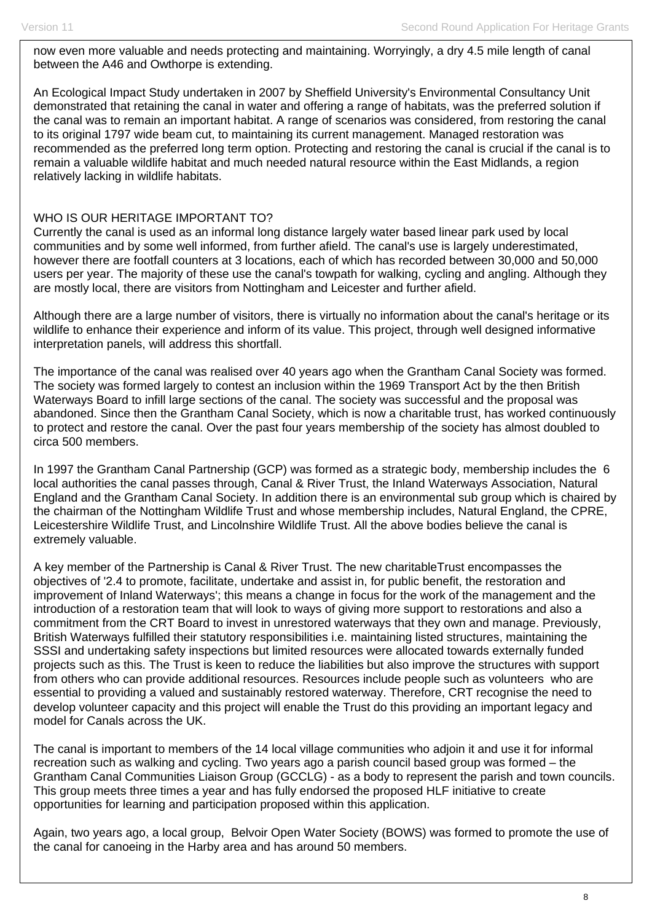now even more valuable and needs protecting and maintaining. Worryingly, a dry 4.5 mile length of canal between the A46 and Owthorpe is extending.

An Ecological Impact Study undertaken in 2007 by Sheffield University's Environmental Consultancy Unit demonstrated that retaining the canal in water and offering a range of habitats, was the preferred solution if the canal was to remain an important habitat. A range of scenarios was considered, from restoring the canal to its original 1797 wide beam cut, to maintaining its current management. Managed restoration was recommended as the preferred long term option. Protecting and restoring the canal is crucial if the canal is to remain a valuable wildlife habitat and much needed natural resource within the East Midlands, a region relatively lacking in wildlife habitats.

WHO IS OUR HERITAGE IMPORTANT TO?

Currently the canal is used as an informal long distance largely water based linear park used by local communities and by some well informed, from further afield. The canal's use is largely underestimated, however there are footfall counters at 3 locations, each of which has recorded between 30,000 and 50,000 users per year. The majority of these use the canal's towpath for walking, cycling and angling. Although they are mostly local, there are visitors from Nottingham and Leicester and further afield.

Although there are a large number of visitors, there is virtually no information about the canal's heritage or its wildlife to enhance their experience and inform of its value. This project, through well designed informative interpretation panels, will address this shortfall.

The importance of the canal was realised over 40 years ago when the Grantham Canal Society was formed. The society was formed largely to contest an inclusion within the 1969 Transport Act by the then British Waterways Board to infill large sections of the canal. The society was successful and the proposal was abandoned. Since then the Grantham Canal Society, which is now a charitable trust, has worked continuously to protect and restore the canal. Over the past four years membership of the society has almost doubled to circa 500 members.

In 1997 the Grantham Canal Partnership (GCP) was formed as a strategic body, membership includes the 6 local authorities the canal passes through, Canal & River Trust, the Inland Waterways Association, Natural England and the Grantham Canal Society. In addition there is an environmental sub group which is chaired by the chairman of the Nottingham Wildlife Trust and whose membership includes, Natural England, the CPRE, Leicestershire Wildlife Trust, and Lincolnshire Wildlife Trust. All the above bodies believe the canal is extremely valuable.

A key member of the Partnership is Canal & River Trust. The new charitableTrust encompasses the objectives of '2.4 to promote, facilitate, undertake and assist in, for public benefit, the restoration and improvement of Inland Waterways'; this means a change in focus for the work of the management and the introduction of a restoration team that will look to ways of giving more support to restorations and also a commitment from the CRT Board to invest in unrestored waterways that they own and manage. Previously, British Waterways fulfilled their statutory responsibilities i.e. maintaining listed structures, maintaining the SSSI and undertaking safety inspections but limited resources were allocated towards externally funded projects such as this. The Trust is keen to reduce the liabilities but also improve the structures with support from others who can provide additional resources. Resources include people such as volunteers who are essential to providing a valued and sustainably restored waterway. Therefore, CRT recognise the need to develop volunteer capacity and this project will enable the Trust do this providing an important legacy and model for Canals across the UK.

The canal is important to members of the 14 local village communities who adjoin it and use it for informal recreation such as walking and cycling. Two years ago a parish council based group was formed – the Grantham Canal Communities Liaison Group (GCCLG) - as a body to represent the parish and town councils. This group meets three times a year and has fully endorsed the proposed HLF initiative to create opportunities for learning and participation proposed within this application.

Again, two years ago, a local group, Belvoir Open Water Society (BOWS) was formed to promote the use of the canal for canoeing in the Harby area and has around 50 members.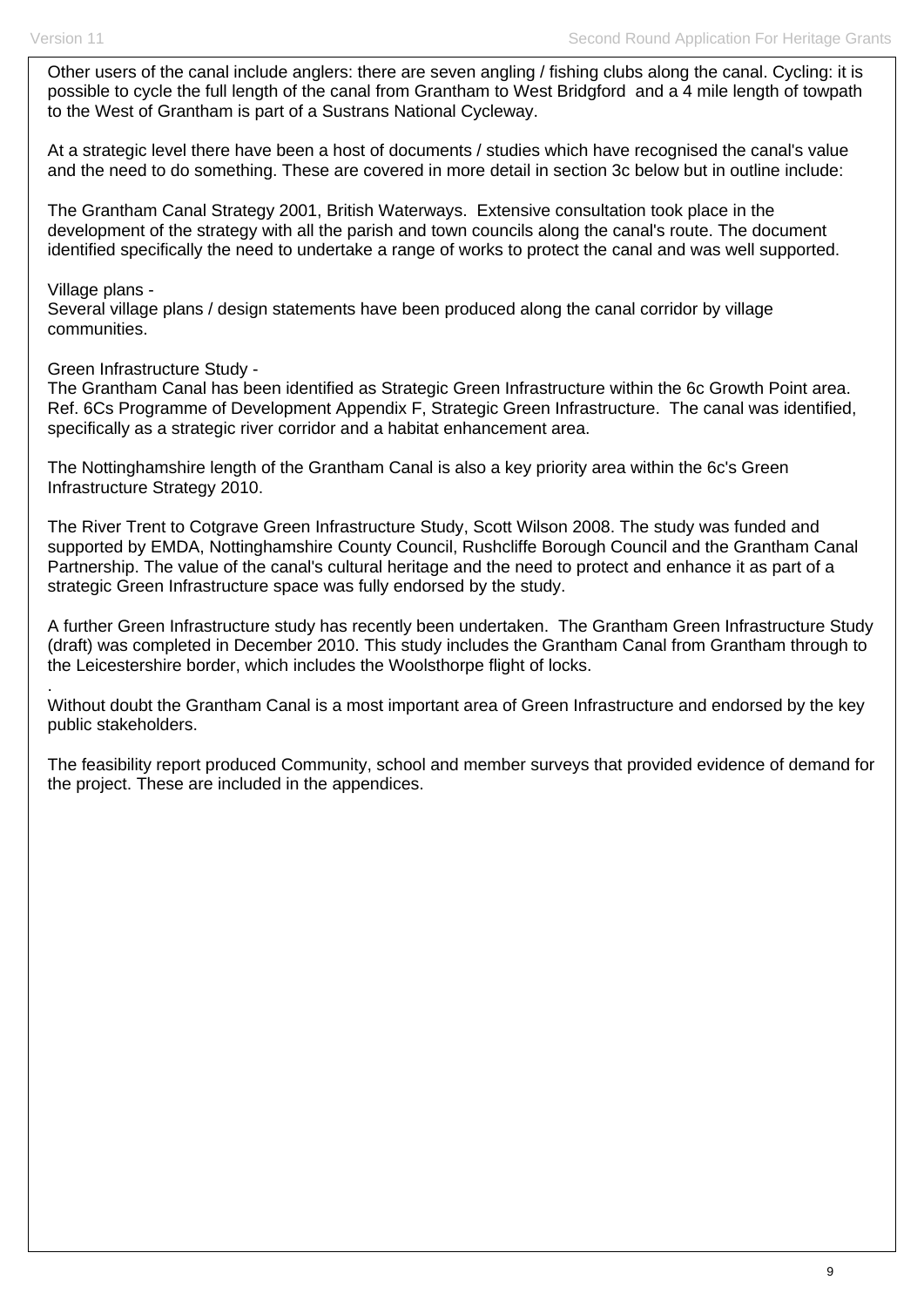Other users of the canal include anglers: there are seven angling / fishing clubs along the canal. Cycling: it is possible to cycle the full length of the canal from Grantham to West Bridgford and a 4 mile length of towpath to the West of Grantham is part of a Sustrans National Cycleway.

At a strategic level there have been a host of documents / studies which have recognised the canal's value and the need to do something. These are covered in more detail in section 3c below but in outline include:

The Grantham Canal Strategy 2001, British Waterways. Extensive consultation took place in the development of the strategy with all the parish and town councils along the canal's route. The document identified specifically the need to undertake a range of works to protect the canal and was well supported.

Village plans -
Several village plans / design statements have been produced along the canal corridor by village communities.

Green Infrastructure Study -
The Grantham Canal has been identified as Strategic Green Infrastructure within the 6c Growth Point area. Ref. 6Cs Programme of Development Appendix F, Strategic Green Infrastructure. The canal was identified, specifically as a strategic river corridor and a habitat enhancement area.

The Nottinghamshire length of the Grantham Canal is also a key priority area within the 6c's Green Infrastructure Strategy 2010.

The River Trent to Cotgrave Green Infrastructure Study, Scott Wilson 2008. The study was funded and supported by EMDA, Nottinghamshire County Council, Rushcliffe Borough Council and the Grantham Canal Partnership. The value of the canal's cultural heritage and the need to protect and enhance it as part of a strategic Green Infrastructure space was fully endorsed by the study.

A further Green Infrastructure study has recently been undertaken. The Grantham Green Infrastructure Study (draft) was completed in December 2010. This study includes the Grantham Canal from Grantham through to the Leicestershire border, which includes the Woolsthorpe flight of locks.

.
Without doubt the Grantham Canal is a most important area of Green Infrastructure and endorsed by the key public stakeholders.

The feasibility report produced Community, school and member surveys that provided evidence of demand for the project. These are included in the appendices.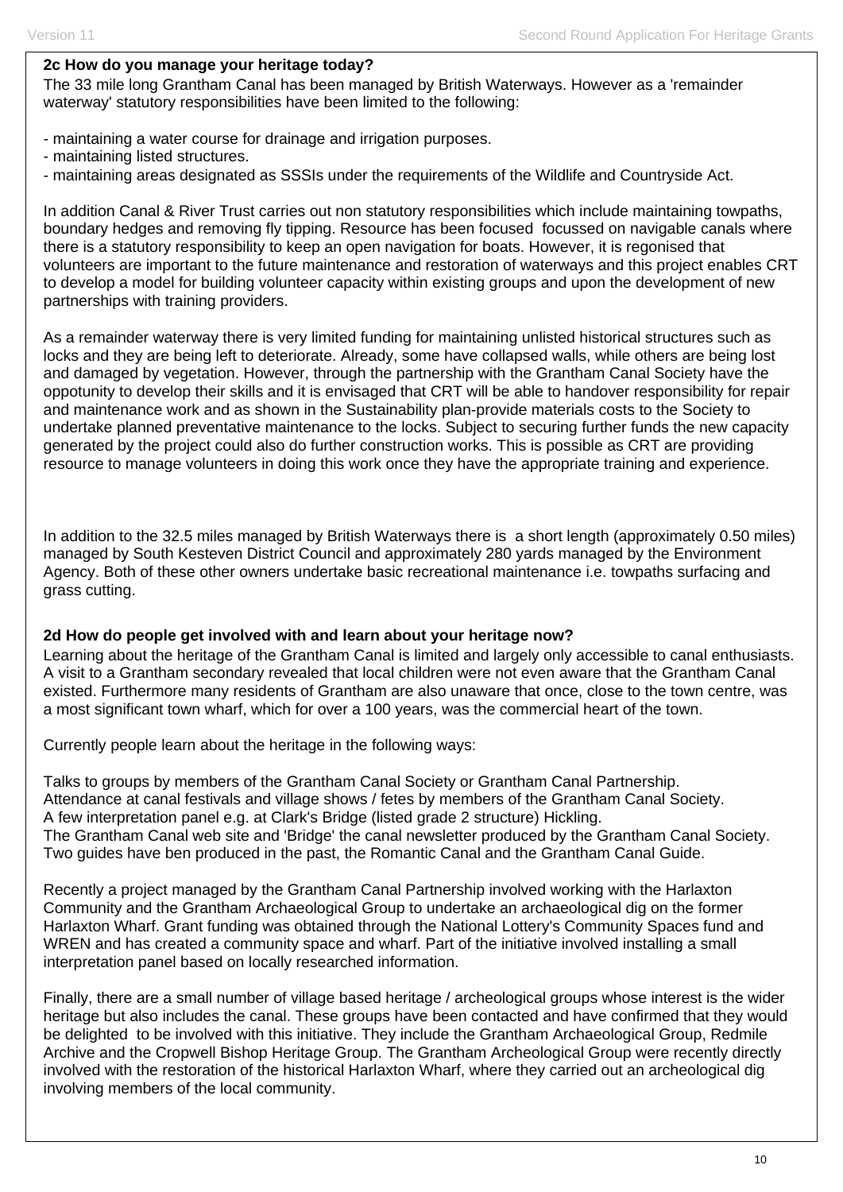**2c How do you manage your heritage today?**

The 33 mile long Grantham Canal has been managed by British Waterways. However as a 'remainder waterway' statutory responsibilities have been limited to the following:

- maintaining a water course for drainage and irrigation purposes.
- maintaining listed structures.
- maintaining areas designated as SSSIs under the requirements of the Wildlife and Countryside Act.

In addition Canal & River Trust carries out non statutory responsibilities which include maintaining towpaths, boundary hedges and removing fly tipping. Resource has been focused focussed on navigable canals where there is a statutory responsibility to keep an open navigation for boats. However, it is regonised that volunteers are important to the future maintenance and restoration of waterways and this project enables CRT to develop a model for building volunteer capacity within existing groups and upon the development of new partnerships with training providers.

As a remainder waterway there is very limited funding for maintaining unlisted historical structures such as locks and they are being left to deteriorate. Already, some have collapsed walls, while others are being lost and damaged by vegetation. However, through the partnership with the Grantham Canal Society have the oppotunity to develop their skills and it is envisaged that CRT will be able to handover responsibility for repair and maintenance work and as shown in the Sustainability plan-provide materials costs to the Society to undertake planned preventative maintenance to the locks. Subject to securing further funds the new capacity generated by the project could also do further construction works. This is possible as CRT are providing resource to manage volunteers in doing this work once they have the appropriate training and experience.

In addition to the 32.5 miles managed by British Waterways there is a short length (approximately 0.50 miles) managed by South Kesteven District Council and approximately 280 yards managed by the Environment Agency. Both of these other owners undertake basic recreational maintenance i.e. towpaths surfacing and grass cutting.

**2d How do people get involved with and learn about your heritage now?**

Learning about the heritage of the Grantham Canal is limited and largely only accessible to canal enthusiasts. A visit to a Grantham secondary revealed that local children were not even aware that the Grantham Canal existed. Furthermore many residents of Grantham are also unaware that once, close to the town centre, was a most significant town wharf, which for over a 100 years, was the commercial heart of the town.

Currently people learn about the heritage in the following ways:

Talks to groups by members of the Grantham Canal Society or Grantham Canal Partnership.
Attendance at canal festivals and village shows / fetes by members of the Grantham Canal Society.
A few interpretation panel e.g. at Clark's Bridge (listed grade 2 structure) Hickling.
The Grantham Canal web site and 'Bridge' the canal newsletter produced by the Grantham Canal Society.
Two guides have ben produced in the past, the Romantic Canal and the Grantham Canal Guide.

Recently a project managed by the Grantham Canal Partnership involved working with the Harlaxton Community and the Grantham Archaeological Group to undertake an archaeological dig on the former Harlaxton Wharf. Grant funding was obtained through the National Lottery's Community Spaces fund and WREN and has created a community space and wharf. Part of the initiative involved installing a small interpretation panel based on locally researched information.

Finally, there are a small number of village based heritage / archeological groups whose interest is the wider heritage but also includes the canal. These groups have been contacted and have confirmed that they would be delighted to be involved with this initiative. They include the Grantham Archaeological Group, Redmile Archive and the Cropwell Bishop Heritage Group. The Grantham Archeological Group were recently directly involved with the restoration of the historical Harlaxton Wharf, where they carried out an archeological dig involving members of the local community.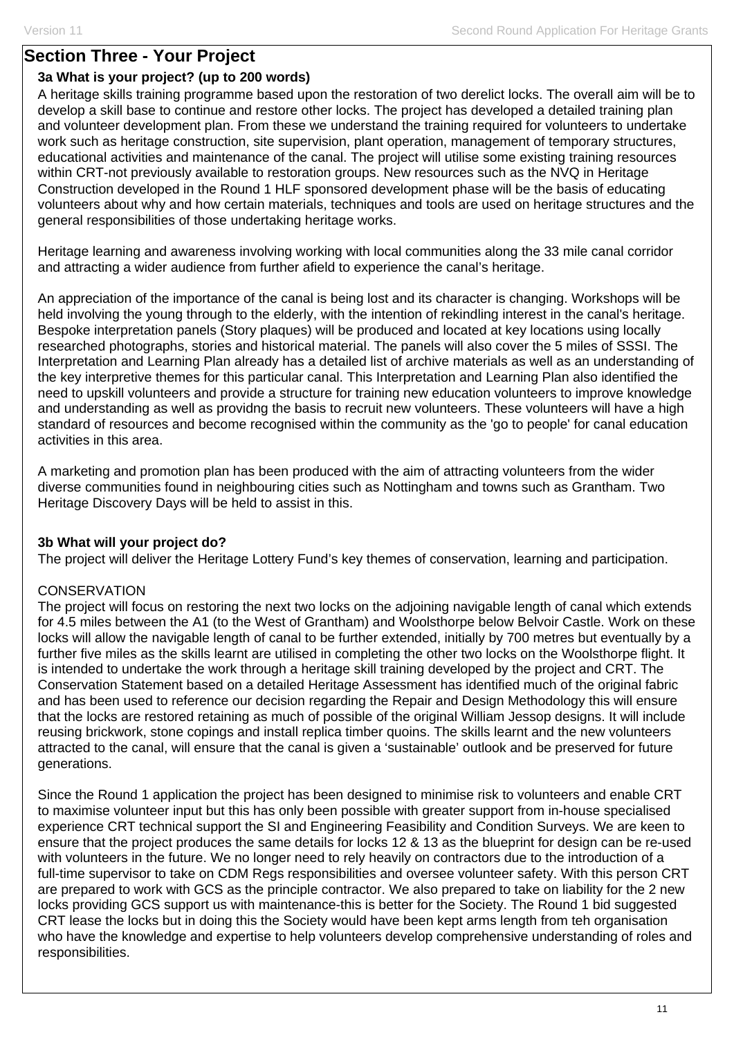## Section Three - Your Project

### 3a What is your project? (up to 200 words)

A heritage skills training programme based upon the restoration of two derelict locks. The overall aim will be to develop a skill base to continue and restore other locks. The project has developed a detailed training plan and volunteer development plan. From these we understand the training required for volunteers to undertake work such as heritage construction, site supervision, plant operation, management of temporary structures, educational activities and maintenance of the canal. The project will utilise some existing training resources within CRT-not previously available to restoration groups. New resources such as the NVQ in Heritage Construction developed in the Round 1 HLF sponsored development phase will be the basis of educating volunteers about why and how certain materials, techniques and tools are used on heritage structures and the general responsibilities of those undertaking heritage works.

Heritage learning and awareness involving working with local communities along the 33 mile canal corridor and attracting a wider audience from further afield to experience the canal's heritage.

An appreciation of the importance of the canal is being lost and its character is changing. Workshops will be held involving the young through to the elderly, with the intention of rekindling interest in the canal's heritage. Bespoke interpretation panels (Story plaques) will be produced and located at key locations using locally researched photographs, stories and historical material. The panels will also cover the 5 miles of SSSI. The Interpretation and Learning Plan already has a detailed list of archive materials as well as an understanding of the key interpretive themes for this particular canal. This Interpretation and Learning Plan also identified the need to upskill volunteers and provide a structure for training new education volunteers to improve knowledge and understanding as well as providng the basis to recruit new volunteers. These volunteers will have a high standard of resources and become recognised within the community as the 'go to people' for canal education activities in this area.

A marketing and promotion plan has been produced with the aim of attracting volunteers from the wider diverse communities found in neighbouring cities such as Nottingham and towns such as Grantham. Two Heritage Discovery Days will be held to assist in this.

### 3b What will your project do?

The project will deliver the Heritage Lottery Fund's key themes of conservation, learning and participation.

CONSERVATION

The project will focus on restoring the next two locks on the adjoining navigable length of canal which extends for 4.5 miles between the A1 (to the West of Grantham) and Woolsthorpe below Belvoir Castle. Work on these locks will allow the navigable length of canal to be further extended, initially by 700 metres but eventually by a further five miles as the skills learnt are utilised in completing the other two locks on the Woolsthorpe flight. It is intended to undertake the work through a heritage skill training developed by the project and CRT. The Conservation Statement based on a detailed Heritage Assessment has identified much of the original fabric and has been used to reference our decision regarding the Repair and Design Methodology this will ensure that the locks are restored retaining as much of possible of the original William Jessop designs. It will include reusing brickwork, stone copings and install replica timber quoins. The skills learnt and the new volunteers attracted to the canal, will ensure that the canal is given a 'sustainable' outlook and be preserved for future generations.

Since the Round 1 application the project has been designed to minimise risk to volunteers and enable CRT to maximise volunteer input but this has only been possible with greater support from in-house specialised experience CRT technical support the SI and Engineering Feasibility and Condition Surveys. We are keen to ensure that the project produces the same details for locks 12 & 13 as the blueprint for design can be re-used with volunteers in the future. We no longer need to rely heavily on contractors due to the introduction of a full-time supervisor to take on CDM Regs responsibilities and oversee volunteer safety. With this person CRT are prepared to work with GCS as the principle contractor. We also prepared to take on liability for the 2 new locks providing GCS support us with maintenance-this is better for the Society. The Round 1 bid suggested CRT lease the locks but in doing this the Society would have been kept arms length from teh organisation who have the knowledge and expertise to help volunteers develop comprehensive understanding of roles and responsibilities.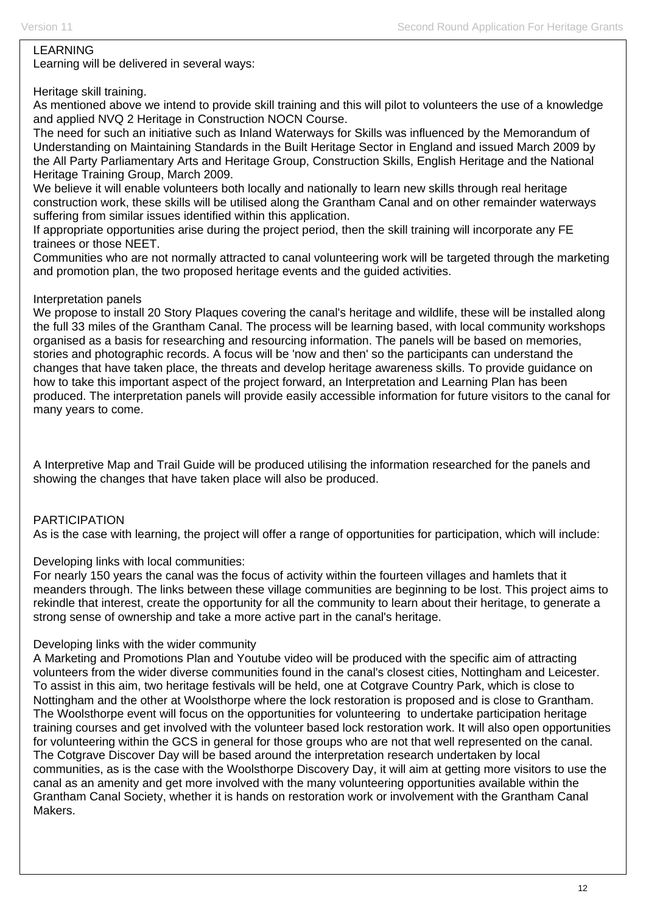## LEARNING

Learning will be delivered in several ways:

### Heritage skill training.

As mentioned above we intend to provide skill training and this will pilot to volunteers the use of a knowledge and applied NVQ 2 Heritage in Construction NOCN Course.

The need for such an initiative such as Inland Waterways for Skills was influenced by the Memorandum of Understanding on Maintaining Standards in the Built Heritage Sector in England and issued March 2009 by the All Party Parliamentary Arts and Heritage Group, Construction Skills, English Heritage and the National Heritage Training Group, March 2009.

We believe it will enable volunteers both locally and nationally to learn new skills through real heritage construction work, these skills will be utilised along the Grantham Canal and on other remainder waterways suffering from similar issues identified within this application.

If appropriate opportunities arise during the project period, then the skill training will incorporate any FE trainees or those NEET.

Communities who are not normally attracted to canal volunteering work will be targeted through the marketing and promotion plan, the two proposed heritage events and the guided activities.

### Interpretation panels

We propose to install 20 Story Plaques covering the canal's heritage and wildlife, these will be installed along the full 33 miles of the Grantham Canal. The process will be learning based, with local community workshops organised as a basis for researching and resourcing information. The panels will be based on memories, stories and photographic records. A focus will be 'now and then' so the participants can understand the changes that have taken place, the threats and develop heritage awareness skills. To provide guidance on how to take this important aspect of the project forward, an Interpretation and Learning Plan has been produced. The interpretation panels will provide easily accessible information for future visitors to the canal for many years to come.

A Interpretive Map and Trail Guide will be produced utilising the information researched for the panels and showing the changes that have taken place will also be produced.

## PARTICIPATION

As is the case with learning, the project will offer a range of opportunities for participation, which will include:

### Developing links with local communities:

For nearly 150 years the canal was the focus of activity within the fourteen villages and hamlets that it meanders through. The links between these village communities are beginning to be lost. This project aims to rekindle that interest, create the opportunity for all the community to learn about their heritage, to generate a strong sense of ownership and take a more active part in the canal's heritage.

### Developing links with the wider community

A Marketing and Promotions Plan and Youtube video will be produced with the specific aim of attracting volunteers from the wider diverse communities found in the canal's closest cities, Nottingham and Leicester. To assist in this aim, two heritage festivals will be held, one at Cotgrave Country Park, which is close to Nottingham and the other at Woolsthorpe where the lock restoration is proposed and is close to Grantham. The Woolsthorpe event will focus on the opportunities for volunteering to undertake participation heritage training courses and get involved with the volunteer based lock restoration work. It will also open opportunities for volunteering within the GCS in general for those groups who are not that well represented on the canal. The Cotgrave Discover Day will be based around the interpretation research undertaken by local communities, as is the case with the Woolsthorpe Discovery Day, it will aim at getting more visitors to use the canal as an amenity and get more involved with the many volunteering opportunities available within the Grantham Canal Society, whether it is hands on restoration work or involvement with the Grantham Canal Makers.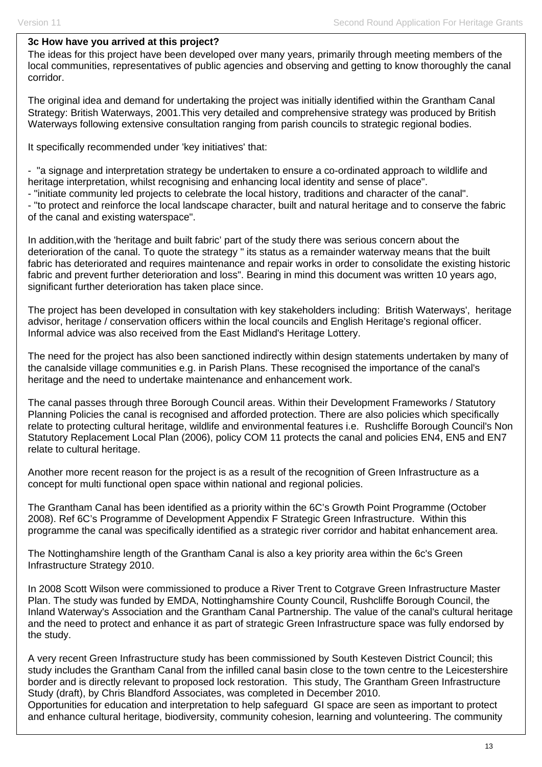**3c How have you arrived at this project?**

The ideas for this project have been developed over many years, primarily through meeting members of the local communities, representatives of public agencies and observing and getting to know thoroughly the canal corridor.

The original idea and demand for undertaking the project was initially identified within the Grantham Canal Strategy: British Waterways, 2001.This very detailed and comprehensive strategy was produced by British Waterways following extensive consultation ranging from parish councils to strategic regional bodies.

It specifically recommended under 'key initiatives' that:

- "a signage and interpretation strategy be undertaken to ensure a co-ordinated approach to wildlife and heritage interpretation, whilst recognising and enhancing local identity and sense of place".
- "initiate community led projects to celebrate the local history, traditions and character of the canal".
- "to protect and reinforce the local landscape character, built and natural heritage and to conserve the fabric of the canal and existing waterspace".

In addition,with the 'heritage and built fabric' part of the study there was serious concern about the deterioration of the canal. To quote the strategy " its status as a remainder waterway means that the built fabric has deteriorated and requires maintenance and repair works in order to consolidate the existing historic fabric and prevent further deterioration and loss". Bearing in mind this document was written 10 years ago, significant further deterioration has taken place since.

The project has been developed in consultation with key stakeholders including: British Waterways', heritage advisor, heritage / conservation officers within the local councils and English Heritage's regional officer. Informal advice was also received from the East Midland's Heritage Lottery.

The need for the project has also been sanctioned indirectly within design statements undertaken by many of the canalside village communities e.g. in Parish Plans. These recognised the importance of the canal's heritage and the need to undertake maintenance and enhancement work.

The canal passes through three Borough Council areas. Within their Development Frameworks / Statutory Planning Policies the canal is recognised and afforded protection. There are also policies which specifically relate to protecting cultural heritage, wildlife and environmental features i.e. Rushcliffe Borough Council's Non Statutory Replacement Local Plan (2006), policy COM 11 protects the canal and policies EN4, EN5 and EN7 relate to cultural heritage.

Another more recent reason for the project is as a result of the recognition of Green Infrastructure as a concept for multi functional open space within national and regional policies.

The Grantham Canal has been identified as a priority within the 6C's Growth Point Programme (October 2008). Ref 6C's Programme of Development Appendix F Strategic Green Infrastructure. Within this programme the canal was specifically identified as a strategic river corridor and habitat enhancement area.

The Nottinghamshire length of the Grantham Canal is also a key priority area within the 6c's Green Infrastructure Strategy 2010.

In 2008 Scott Wilson were commissioned to produce a River Trent to Cotgrave Green Infrastructure Master Plan. The study was funded by EMDA, Nottinghamshire County Council, Rushcliffe Borough Council, the Inland Waterway's Association and the Grantham Canal Partnership. The value of the canal's cultural heritage and the need to protect and enhance it as part of strategic Green Infrastructure space was fully endorsed by the study.

A very recent Green Infrastructure study has been commissioned by South Kesteven District Council; this study includes the Grantham Canal from the infilled canal basin close to the town centre to the Leicestershire border and is directly relevant to proposed lock restoration. This study, The Grantham Green Infrastructure Study (draft), by Chris Blandford Associates, was completed in December 2010.
Opportunities for education and interpretation to help safeguard GI space are seen as important to protect and enhance cultural heritage, biodiversity, community cohesion, learning and volunteering. The community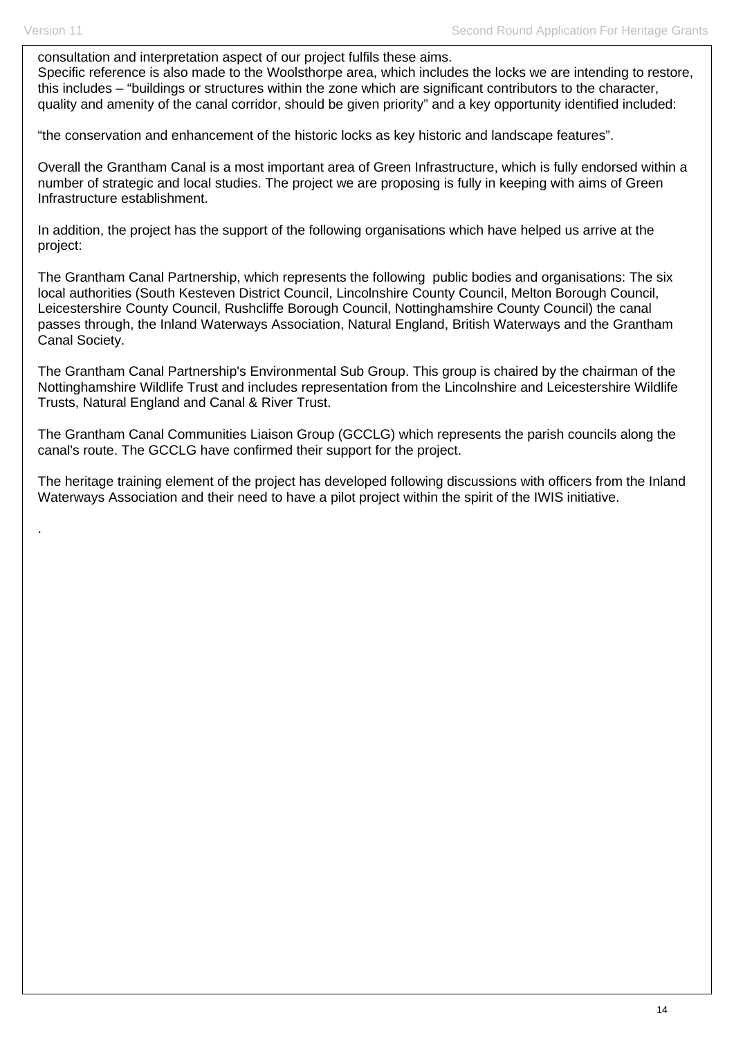consultation and interpretation aspect of our project fulfils these aims.
Specific reference is also made to the Woolsthorpe area, which includes the locks we are intending to restore, this includes – “buildings or structures within the zone which are significant contributors to the character, quality and amenity of the canal corridor, should be given priority” and a key opportunity identified included:

“the conservation and enhancement of the historic locks as key historic and landscape features”.

Overall the Grantham Canal is a most important area of Green Infrastructure, which is fully endorsed within a number of strategic and local studies. The project we are proposing is fully in keeping with aims of Green Infrastructure establishment.

In addition, the project has the support of the following organisations which have helped us arrive at the project:

The Grantham Canal Partnership, which represents the following public bodies and organisations: The six local authorities (South Kesteven District Council, Lincolnshire County Council, Melton Borough Council, Leicestershire County Council, Rushcliffe Borough Council, Nottinghamshire County Council) the canal passes through, the Inland Waterways Association, Natural England, British Waterways and the Grantham Canal Society.

The Grantham Canal Partnership's Environmental Sub Group. This group is chaired by the chairman of the Nottinghamshire Wildlife Trust and includes representation from the Lincolnshire and Leicestershire Wildlife Trusts, Natural England and Canal & River Trust.

The Grantham Canal Communities Liaison Group (GCCLG) which represents the parish councils along the canal's route. The GCCLG have confirmed their support for the project.

The heritage training element of the project has developed following discussions with officers from the Inland Waterways Association and their need to have a pilot project within the spirit of the IWIS initiative.

.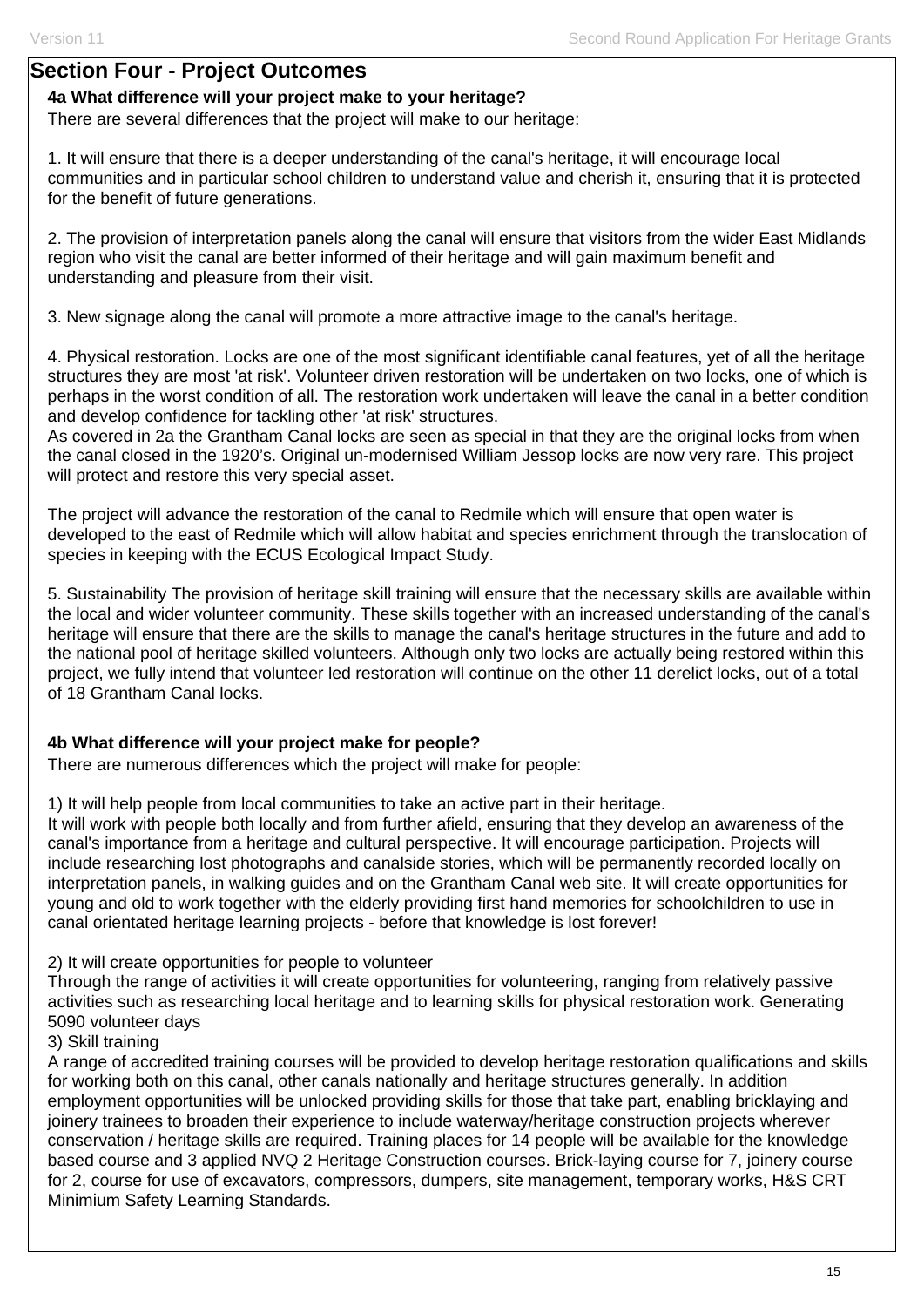## Section Four - Project Outcomes

**4a What difference will your project make to your heritage?**

There are several differences that the project will make to our heritage:

1. It will ensure that there is a deeper understanding of the canal's heritage, it will encourage local communities and in particular school children to understand value and cherish it, ensuring that it is protected for the benefit of future generations.

2. The provision of interpretation panels along the canal will ensure that visitors from the wider East Midlands region who visit the canal are better informed of their heritage and will gain maximum benefit and understanding and pleasure from their visit.

3. New signage along the canal will promote a more attractive image to the canal's heritage.

4. Physical restoration. Locks are one of the most significant identifiable canal features, yet of all the heritage structures they are most 'at risk'. Volunteer driven restoration will be undertaken on two locks, one of which is perhaps in the worst condition of all. The restoration work undertaken will leave the canal in a better condition and develop confidence for tackling other 'at risk' structures.
As covered in 2a the Grantham Canal locks are seen as special in that they are the original locks from when the canal closed in the 1920's. Original un-modernised William Jessop locks are now very rare. This project will protect and restore this very special asset.

The project will advance the restoration of the canal to Redmile which will ensure that open water is developed to the east of Redmile which will allow habitat and species enrichment through the translocation of species in keeping with the ECUS Ecological Impact Study.

5. Sustainability The provision of heritage skill training will ensure that the necessary skills are available within the local and wider volunteer community. These skills together with an increased understanding of the canal's heritage will ensure that there are the skills to manage the canal's heritage structures in the future and add to the national pool of heritage skilled volunteers. Although only two locks are actually being restored within this project, we fully intend that volunteer led restoration will continue on the other 11 derelict locks, out of a total of 18 Grantham Canal locks.

**4b What difference will your project make for people?**

There are numerous differences which the project will make for people:

1) It will help people from local communities to take an active part in their heritage.
It will work with people both locally and from further afield, ensuring that they develop an awareness of the canal's importance from a heritage and cultural perspective. It will encourage participation. Projects will include researching lost photographs and canalside stories, which will be permanently recorded locally on interpretation panels, in walking guides and on the Grantham Canal web site. It will create opportunities for young and old to work together with the elderly providing first hand memories for schoolchildren to use in canal orientated heritage learning projects - before that knowledge is lost forever!

2) It will create opportunities for people to volunteer
Through the range of activities it will create opportunities for volunteering, ranging from relatively passive activities such as researching local heritage and to learning skills for physical restoration work. Generating 5090 volunteer days
3) Skill training
A range of accredited training courses will be provided to develop heritage restoration qualifications and skills for working both on this canal, other canals nationally and heritage structures generally. In addition employment opportunities will be unlocked providing skills for those that take part, enabling bricklaying and joinery trainees to broaden their experience to include waterway/heritage construction projects wherever conservation / heritage skills are required. Training places for 14 people will be available for the knowledge based course and 3 applied NVQ 2 Heritage Construction courses. Brick-laying course for 7, joinery course for 2, course for use of excavators, compressors, dumpers, site management, temporary works, H&S CRT Minimium Safety Learning Standards.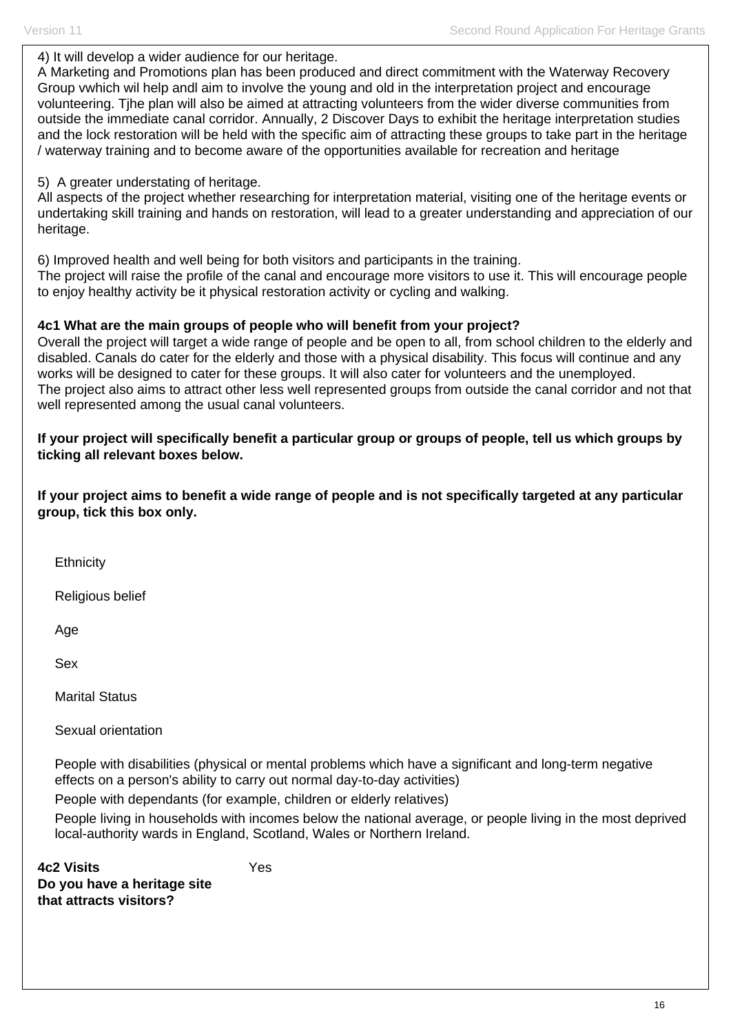4) It will develop a wider audience for our heritage.
A Marketing and Promotions plan has been produced and direct commitment with the Waterway Recovery Group vwhich wil help andl aim to involve the young and old in the interpretation project and encourage volunteering. Tjhe plan will also be aimed at attracting volunteers from the wider diverse communities from outside the immediate canal corridor. Annually, 2 Discover Days to exhibit the heritage interpretation studies and the lock restoration will be held with the specific aim of attracting these groups to take part in the heritage / waterway training and to become aware of the opportunities available for recreation and heritage

5) A greater understating of heritage.
All aspects of the project whether researching for interpretation material, visiting one of the heritage events or undertaking skill training and hands on restoration, will lead to a greater understanding and appreciation of our heritage.

6) Improved health and well being for both visitors and participants in the training.
The project will raise the profile of the canal and encourage more visitors to use it. This will encourage people to enjoy healthy activity be it physical restoration activity or cycling and walking.

**4c1 What are the main groups of people who will benefit from your project?**
Overall the project will target a wide range of people and be open to all, from school children to the elderly and disabled. Canals do cater for the elderly and those with a physical disability. This focus will continue and any works will be designed to cater for these groups. It will also cater for volunteers and the unemployed.
The project also aims to attract other less well represented groups from outside the canal corridor and not that well represented among the usual canal volunteers.

**If your project will specifically benefit a particular group or groups of people, tell us which groups by ticking all relevant boxes below.**

**If your project aims to benefit a wide range of people and is not specifically targeted at any particular group, tick this box only.**

- Ethnicity
- Religious belief
- Age
- Sex
- Marital Status
- Sexual orientation
- People with disabilities (physical or mental problems which have a significant and long-term negative effects on a person's ability to carry out normal day-to-day activities)
- People with dependants (for example, children or elderly relatives)
- People living in households with incomes below the national average, or people living in the most deprived local-authority wards in England, Scotland, Wales or Northern Ireland.

**4c2 Visits**
**Do you have a heritage site that attracts visitors?** Yes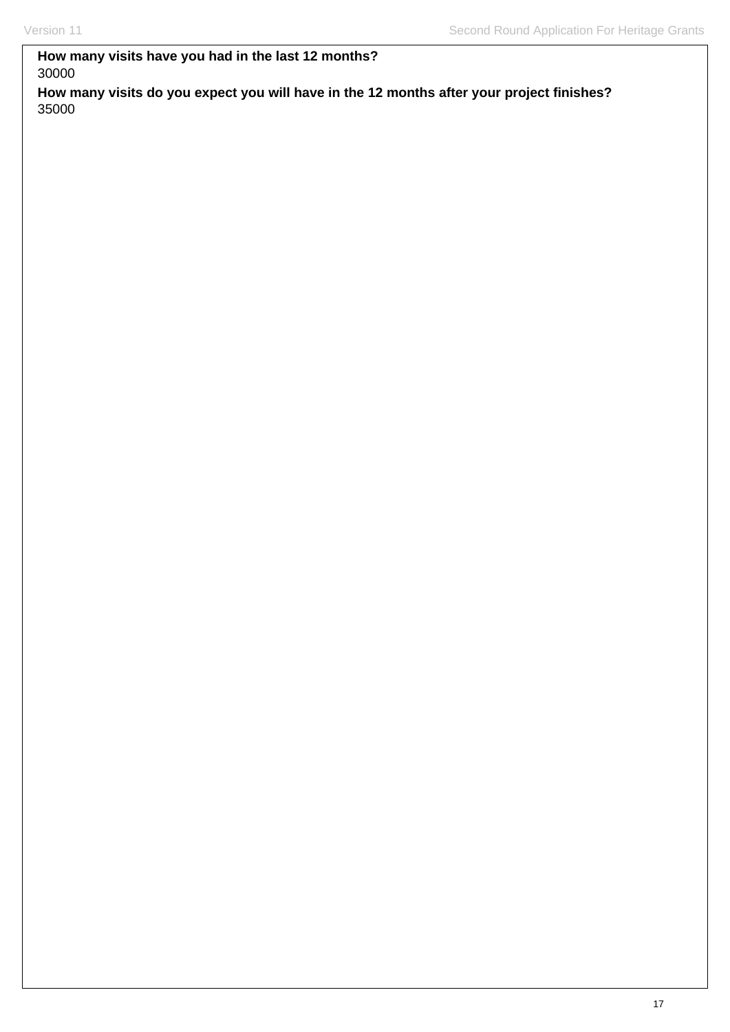**How many visits have you had in the last 12 months?**

30000

**How many visits do you expect you will have in the 12 months after your project finishes?**

35000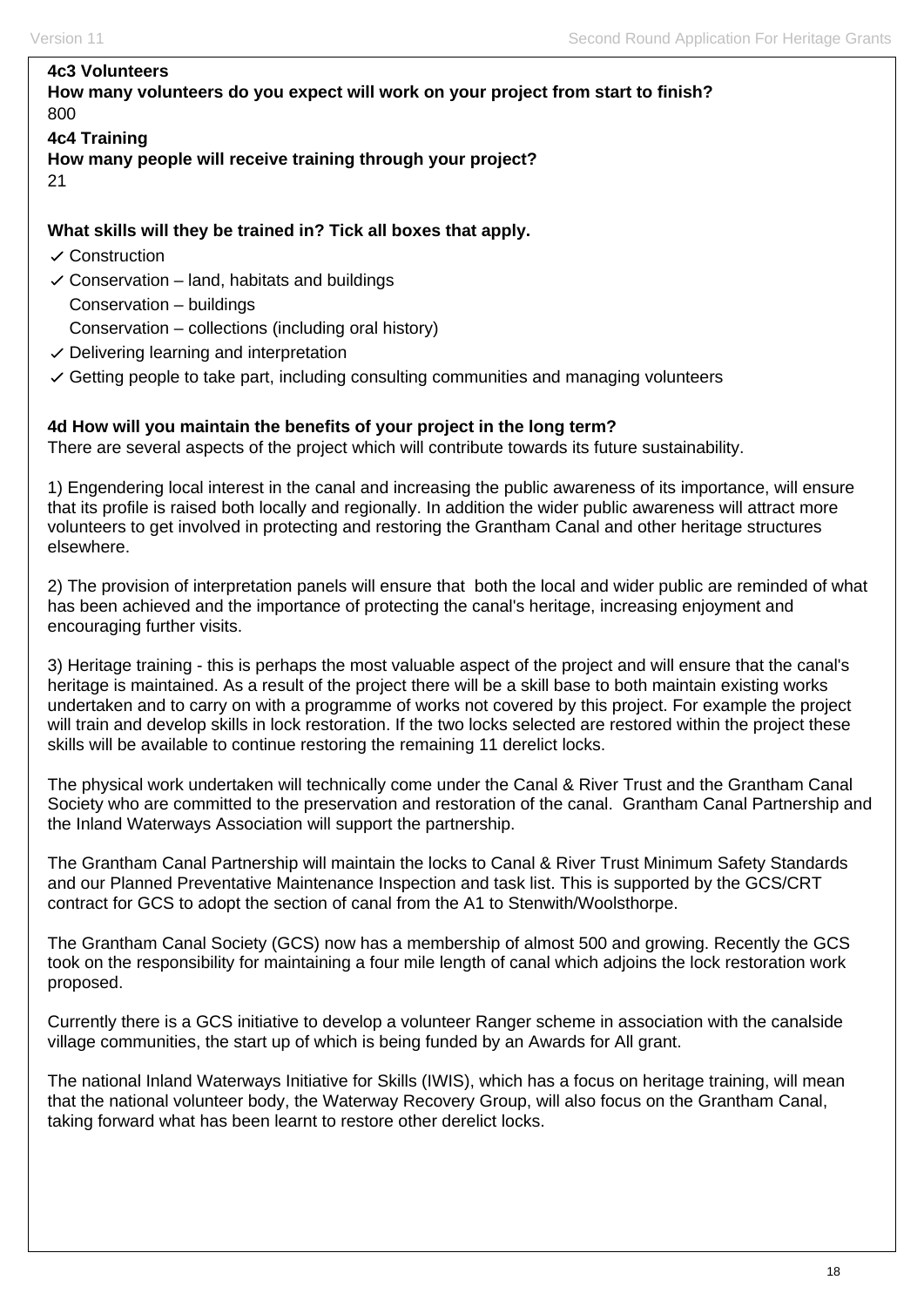**4c3 Volunteers**

**How many volunteers do you expect will work on your project from start to finish?**

800

**4c4 Training**

**How many people will receive training through your project?**

21

**What skills will they be trained in? Tick all boxes that apply.**

- ✓ Construction
- ✓ Conservation – land, habitats and buildings
- Conservation – buildings
- Conservation – collections (including oral history)
- ✓ Delivering learning and interpretation
- ✓ Getting people to take part, including consulting communities and managing volunteers

**4d How will you maintain the benefits of your project in the long term?**

There are several aspects of the project which will contribute towards its future sustainability.

1) Engendering local interest in the canal and increasing the public awareness of its importance, will ensure that its profile is raised both locally and regionally. In addition the wider public awareness will attract more volunteers to get involved in protecting and restoring the Grantham Canal and other heritage structures elsewhere.

2) The provision of interpretation panels will ensure that both the local and wider public are reminded of what has been achieved and the importance of protecting the canal's heritage, increasing enjoyment and encouraging further visits.

3) Heritage training - this is perhaps the most valuable aspect of the project and will ensure that the canal's heritage is maintained. As a result of the project there will be a skill base to both maintain existing works undertaken and to carry on with a programme of works not covered by this project. For example the project will train and develop skills in lock restoration. If the two locks selected are restored within the project these skills will be available to continue restoring the remaining 11 derelict locks.

The physical work undertaken will technically come under the Canal & River Trust and the Grantham Canal Society who are committed to the preservation and restoration of the canal. Grantham Canal Partnership and the Inland Waterways Association will support the partnership.

The Grantham Canal Partnership will maintain the locks to Canal & River Trust Minimum Safety Standards and our Planned Preventative Maintenance Inspection and task list. This is supported by the GCS/CRT contract for GCS to adopt the section of canal from the A1 to Stenwith/Woolsthorpe.

The Grantham Canal Society (GCS) now has a membership of almost 500 and growing. Recently the GCS took on the responsibility for maintaining a four mile length of canal which adjoins the lock restoration work proposed.

Currently there is a GCS initiative to develop a volunteer Ranger scheme in association with the canalside village communities, the start up of which is being funded by an Awards for All grant.

The national Inland Waterways Initiative for Skills (IWIS), which has a focus on heritage training, will mean that the national volunteer body, the Waterway Recovery Group, will also focus on the Grantham Canal, taking forward what has been learnt to restore other derelict locks.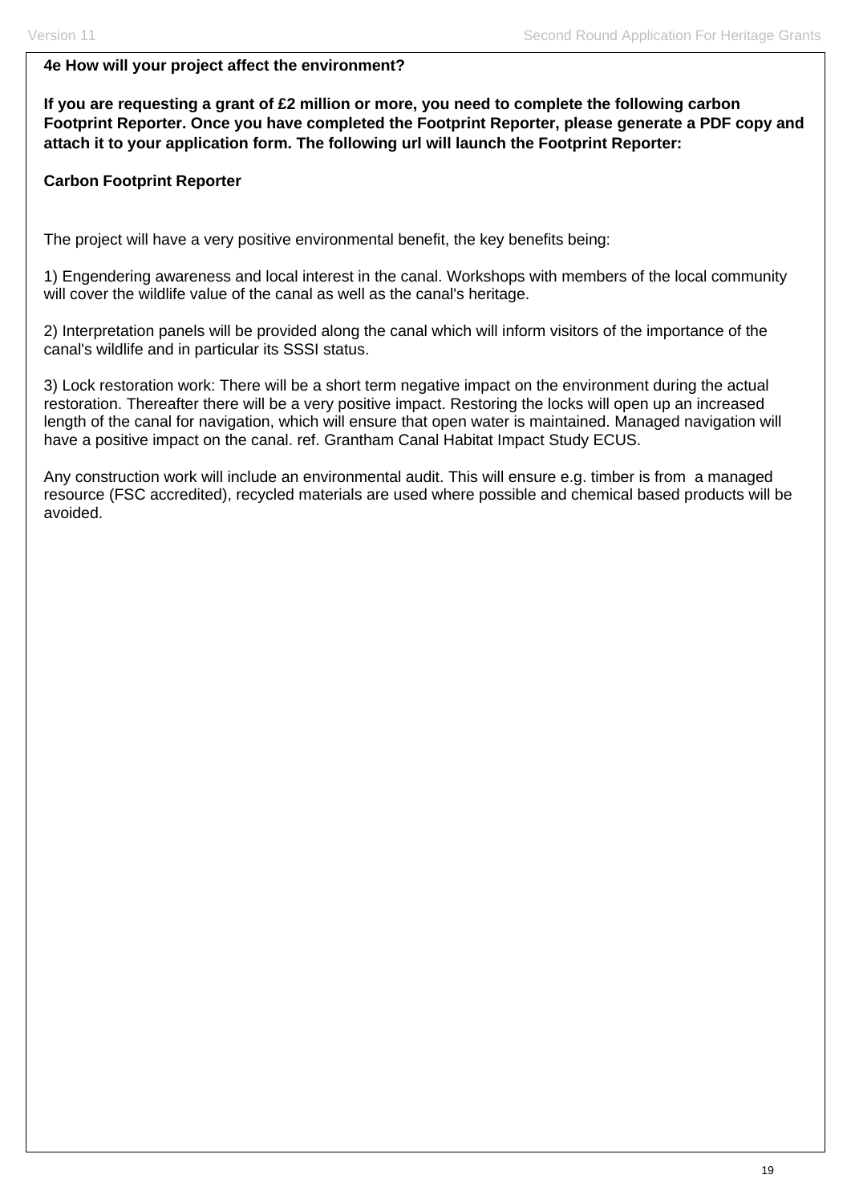**4e How will your project affect the environment?**

**If you are requesting a grant of £2 million or more, you need to complete the following carbon Footprint Reporter. Once you have completed the Footprint Reporter, please generate a PDF copy and attach it to your application form. The following url will launch the Footprint Reporter:**

**Carbon Footprint Reporter**

The project will have a very positive environmental benefit, the key benefits being:

1) Engendering awareness and local interest in the canal. Workshops with members of the local community will cover the wildlife value of the canal as well as the canal's heritage.

2) Interpretation panels will be provided along the canal which will inform visitors of the importance of the canal's wildlife and in particular its SSSI status.

3) Lock restoration work: There will be a short term negative impact on the environment during the actual restoration. Thereafter there will be a very positive impact. Restoring the locks will open up an increased length of the canal for navigation, which will ensure that open water is maintained. Managed navigation will have a positive impact on the canal. ref. Grantham Canal Habitat Impact Study ECUS.

Any construction work will include an environmental audit. This will ensure e.g. timber is from a managed resource (FSC accredited), recycled materials are used where possible and chemical based products will be avoided.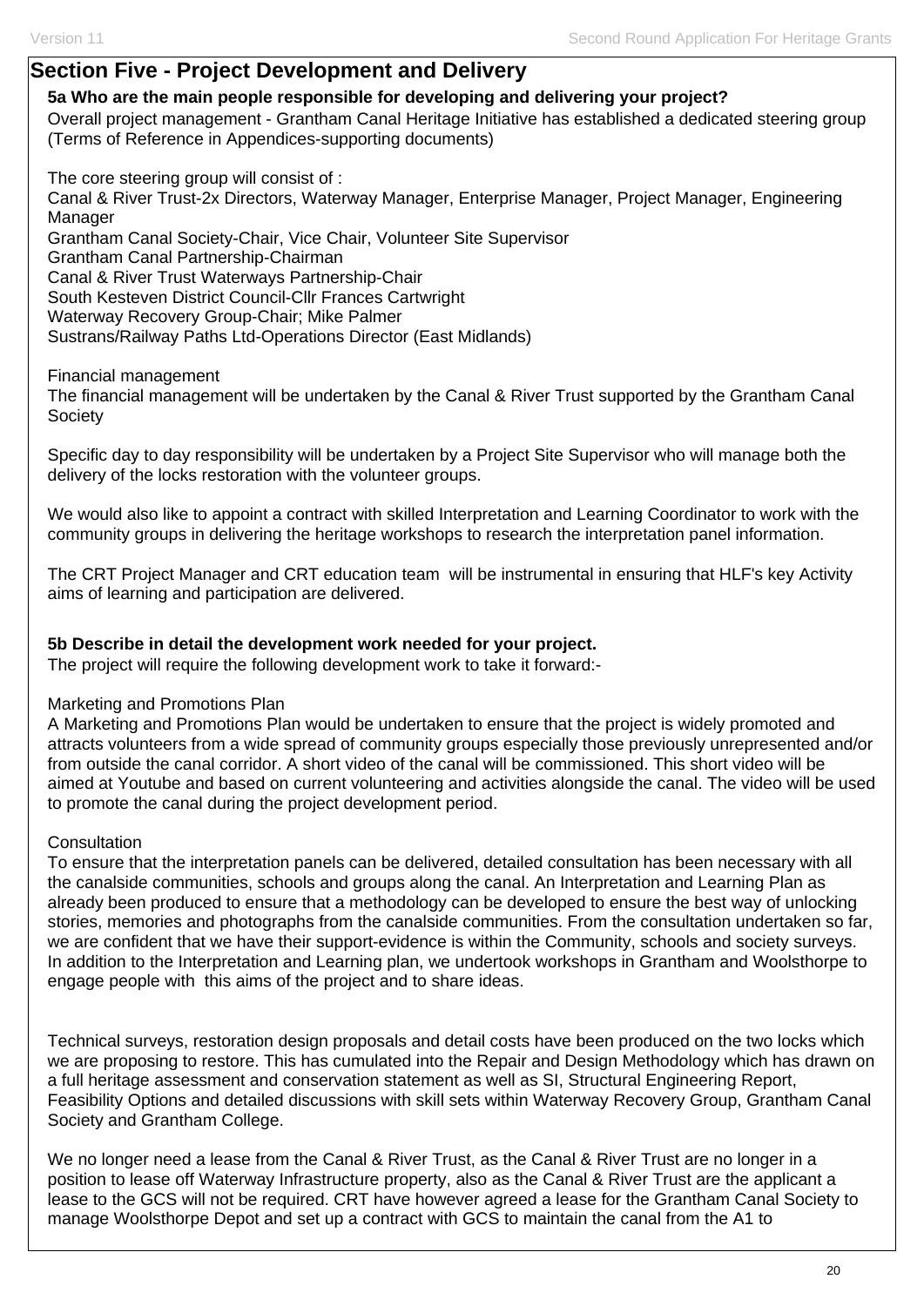## Section Five - Project Development and Delivery

**5a Who are the main people responsible for developing and delivering your project?**

Overall project management - Grantham Canal Heritage Initiative has established a dedicated steering group (Terms of Reference in Appendices-supporting documents)

The core steering group will consist of :
Canal & River Trust-2x Directors, Waterway Manager, Enterprise Manager, Project Manager, Engineering Manager
Grantham Canal Society-Chair, Vice Chair, Volunteer Site Supervisor
Grantham Canal Partnership-Chairman
Canal & River Trust Waterways Partnership-Chair
South Kesteven District Council-Cllr Frances Cartwright
Waterway Recovery Group-Chair; Mike Palmer
Sustrans/Railway Paths Ltd-Operations Director (East Midlands)

Financial management
The financial management will be undertaken by the Canal & River Trust supported by the Grantham Canal Society

Specific day to day responsibility will be undertaken by a Project Site Supervisor who will manage both the delivery of the locks restoration with the volunteer groups.

We would also like to appoint a contract with skilled Interpretation and Learning Coordinator to work with the community groups in delivering the heritage workshops to research the interpretation panel information.

The CRT Project Manager and CRT education team will be instrumental in ensuring that HLF's key Activity aims of learning and participation are delivered.

**5b Describe in detail the development work needed for your project.**

The project will require the following development work to take it forward:-

Marketing and Promotions Plan
A Marketing and Promotions Plan would be undertaken to ensure that the project is widely promoted and attracts volunteers from a wide spread of community groups especially those previously unrepresented and/or from outside the canal corridor. A short video of the canal will be commissioned. This short video will be aimed at Youtube and based on current volunteering and activities alongside the canal. The video will be used to promote the canal during the project development period.

Consultation
To ensure that the interpretation panels can be delivered, detailed consultation has been necessary with all the canalside communities, schools and groups along the canal. An Interpretation and Learning Plan as already been produced to ensure that a methodology can be developed to ensure the best way of unlocking stories, memories and photographs from the canalside communities. From the consultation undertaken so far, we are confident that we have their support-evidence is within the Community, schools and society surveys. In addition to the Interpretation and Learning plan, we undertook workshops in Grantham and Woolsthorpe to engage people with this aims of the project and to share ideas.

Technical surveys, restoration design proposals and detail costs have been produced on the two locks which we are proposing to restore. This has cumulated into the Repair and Design Methodology which has drawn on a full heritage assessment and conservation statement as well as SI, Structural Engineering Report, Feasibility Options and detailed discussions with skill sets within Waterway Recovery Group, Grantham Canal Society and Grantham College.

We no longer need a lease from the Canal & River Trust, as the Canal & River Trust are no longer in a position to lease off Waterway Infrastructure property, also as the Canal & River Trust are the applicant a lease to the GCS will not be required. CRT have however agreed a lease for the Grantham Canal Society to manage Woolsthorpe Depot and set up a contract with GCS to maintain the canal from the A1 to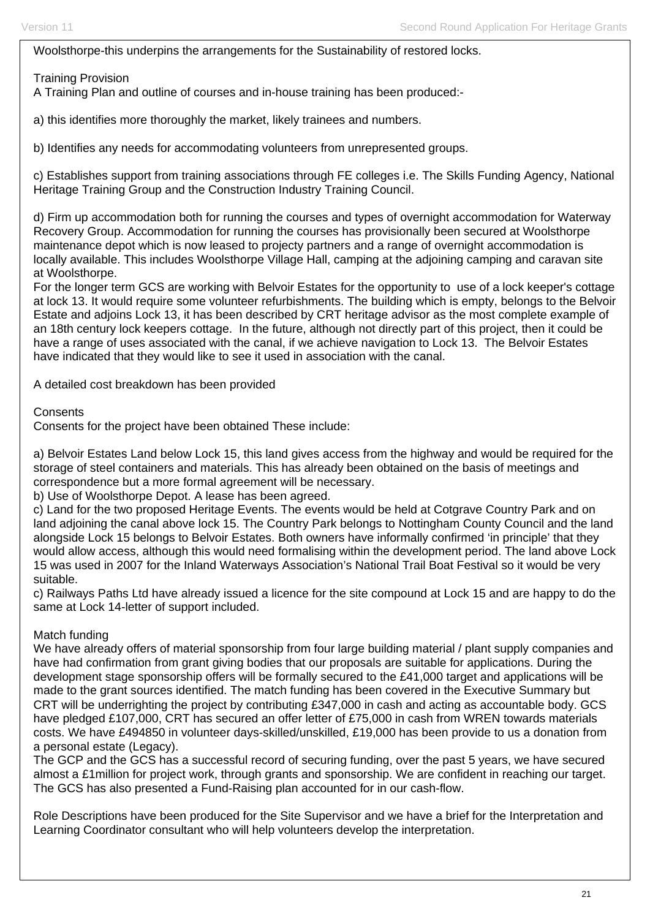Woolsthorpe-this underpins the arrangements for the Sustainability of restored locks.

Training Provision
A Training Plan and outline of courses and in-house training has been produced:-

a) this identifies more thoroughly the market, likely trainees and numbers.

b) Identifies any needs for accommodating volunteers from unrepresented groups.

c) Establishes support from training associations through FE colleges i.e. The Skills Funding Agency, National Heritage Training Group and the Construction Industry Training Council.

d) Firm up accommodation both for running the courses and types of overnight accommodation for Waterway Recovery Group. Accommodation for running the courses has provisionally been secured at Woolsthorpe maintenance depot which is now leased to projecty partners and a range of overnight accommodation is locally available. This includes Woolsthorpe Village Hall, camping at the adjoining camping and caravan site at Woolsthorpe.
For the longer term GCS are working with Belvoir Estates for the opportunity to use of a lock keeper's cottage at lock 13. It would require some volunteer refurbishments. The building which is empty, belongs to the Belvoir Estate and adjoins Lock 13, it has been described by CRT heritage advisor as the most complete example of an 18th century lock keepers cottage. In the future, although not directly part of this project, then it could be have a range of uses associated with the canal, if we achieve navigation to Lock 13. The Belvoir Estates have indicated that they would like to see it used in association with the canal.

A detailed cost breakdown has been provided

Consents
Consents for the project have been obtained These include:

a) Belvoir Estates Land below Lock 15, this land gives access from the highway and would be required for the storage of steel containers and materials. This has already been obtained on the basis of meetings and correspondence but a more formal agreement will be necessary.
b) Use of Woolsthorpe Depot. A lease has been agreed.
c) Land for the two proposed Heritage Events. The events would be held at Cotgrave Country Park and on land adjoining the canal above lock 15. The Country Park belongs to Nottingham County Council and the land alongside Lock 15 belongs to Belvoir Estates. Both owners have informally confirmed 'in principle' that they would allow access, although this would need formalising within the development period. The land above Lock 15 was used in 2007 for the Inland Waterways Association's National Trail Boat Festival so it would be very suitable.
c) Railways Paths Ltd have already issued a licence for the site compound at Lock 15 and are happy to do the same at Lock 14-letter of support included.

Match funding
We have already offers of material sponsorship from four large building material / plant supply companies and have had confirmation from grant giving bodies that our proposals are suitable for applications. During the development stage sponsorship offers will be formally secured to the £41,000 target and applications will be made to the grant sources identified. The match funding has been covered in the Executive Summary but CRT will be underrighting the project by contributing £347,000 in cash and acting as accountable body. GCS have pledged £107,000, CRT has secured an offer letter of £75,000 in cash from WREN towards materials costs. We have £494850 in volunteer days-skilled/unskilled, £19,000 has been provide to us a donation from a personal estate (Legacy).
The GCP and the GCS has a successful record of securing funding, over the past 5 years, we have secured almost a £1million for project work, through grants and sponsorship. We are confident in reaching our target. The GCS has also presented a Fund-Raising plan accounted for in our cash-flow.

Role Descriptions have been produced for the Site Supervisor and we have a brief for the Interpretation and Learning Coordinator consultant who will help volunteers develop the interpretation.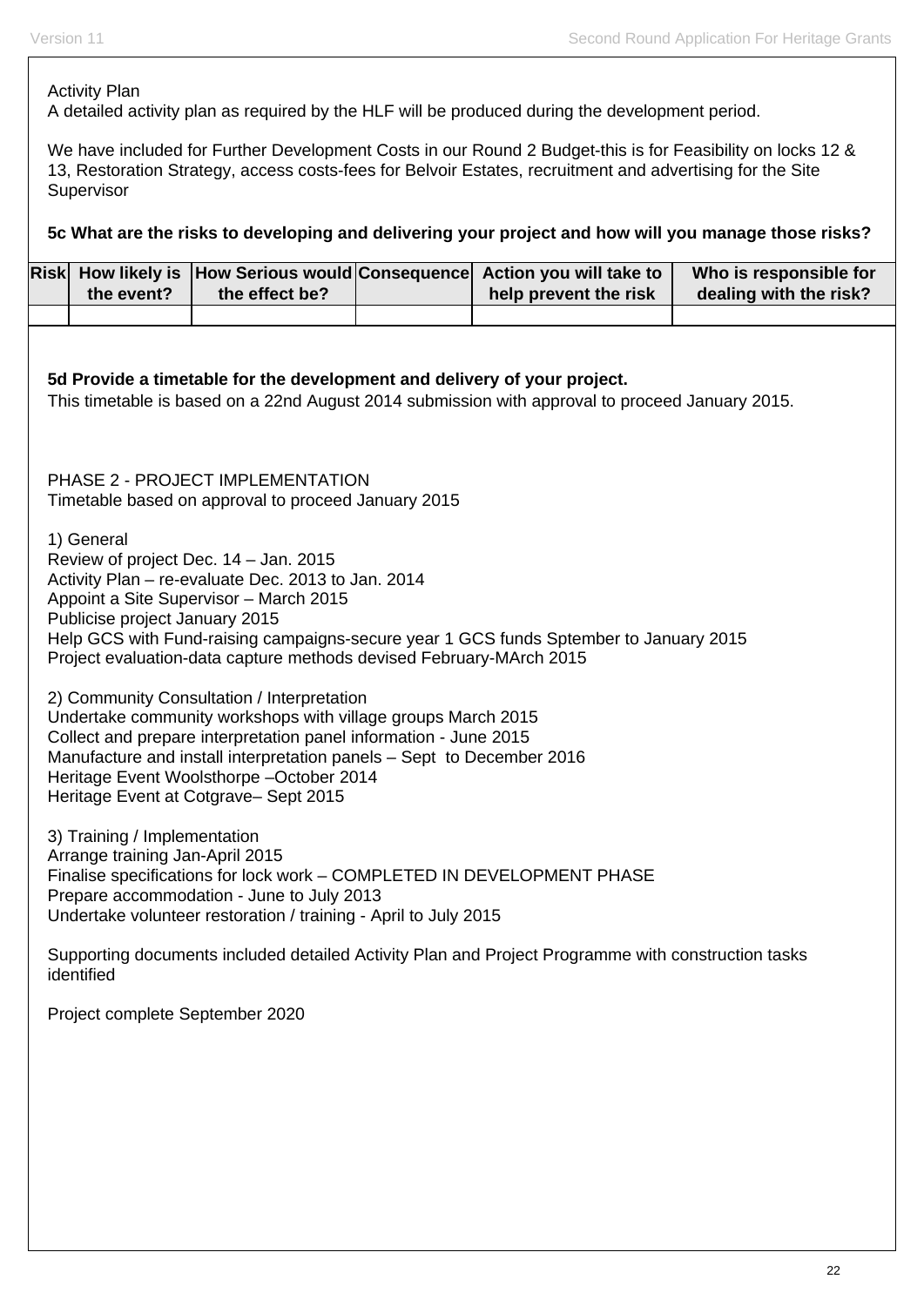Activity Plan
A detailed activity plan as required by the HLF will be produced during the development period.

We have included for Further Development Costs in our Round 2 Budget-this is for Feasibility on locks 12 & 13, Restoration Strategy, access costs-fees for Belvoir Estates, recruitment and advertising for the Site Supervisor

**5c What are the risks to developing and delivering your project and how will you manage those risks?**

| Risk | How likely is the event? | How Serious would the effect be? | Consequence | Action you will take to help prevent the risk | Who is responsible for dealing with the risk? |
|---|---|---|---|---|---|
| | | | | | |

**5d Provide a timetable for the development and delivery of your project.**
This timetable is based on a 22nd August 2014 submission with approval to proceed January 2015.

PHASE 2 - PROJECT IMPLEMENTATION
Timetable based on approval to proceed January 2015

1) General
Review of project Dec. 14 – Jan. 2015
Activity Plan – re-evaluate Dec. 2013 to Jan. 2014
Appoint a Site Supervisor – March 2015
Publicise project January 2015
Help GCS with Fund-raising campaigns-secure year 1 GCS funds Sptember to January 2015
Project evaluation-data capture methods devised February-MArch 2015

2) Community Consultation / Interpretation
Undertake community workshops with village groups March 2015
Collect and prepare interpretation panel information - June 2015
Manufacture and install interpretation panels – Sept to December 2016
Heritage Event Woolsthorpe –October 2014
Heritage Event at Cotgrave– Sept 2015

3) Training / Implementation
Arrange training Jan-April 2015
Finalise specifications for lock work – COMPLETED IN DEVELOPMENT PHASE
Prepare accommodation - June to July 2013
Undertake volunteer restoration / training - April to July 2015

Supporting documents included detailed Activity Plan and Project Programme with construction tasks identified

Project complete September 2020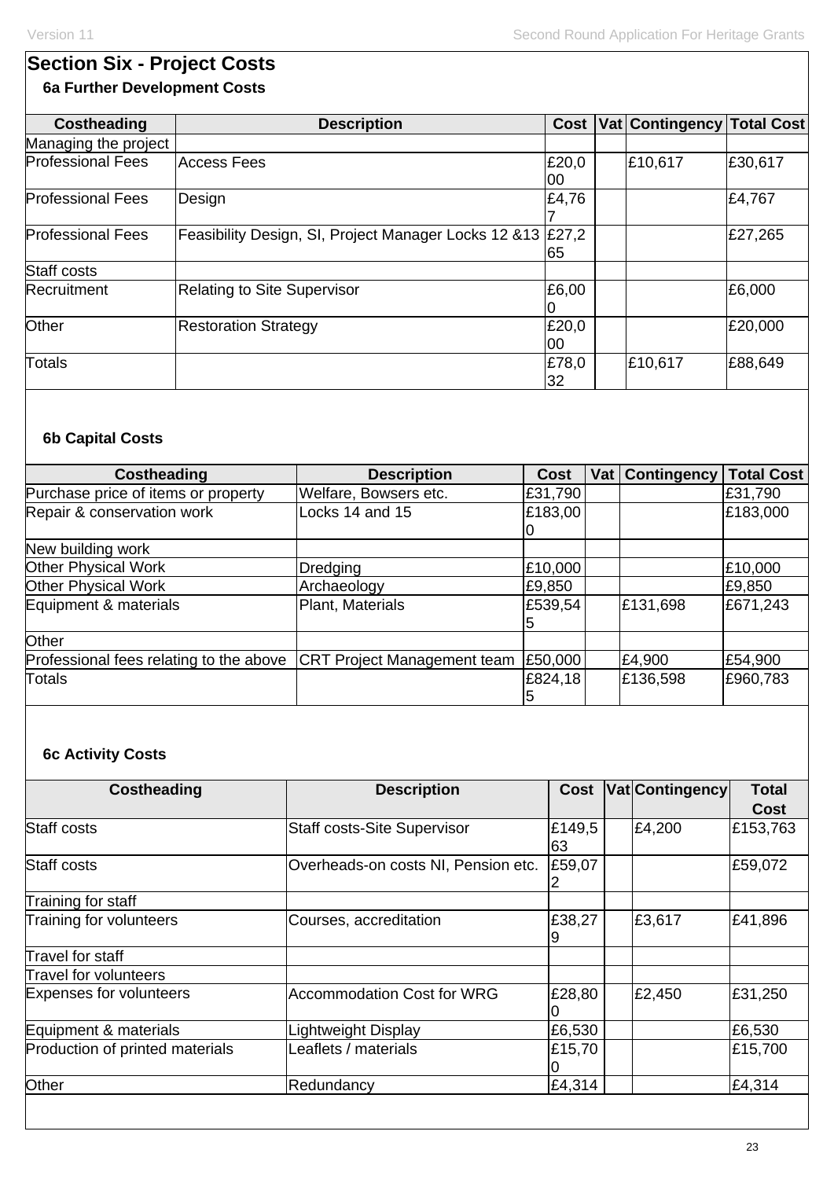## Section Six - Project Costs

### 6a Further Development Costs

| Costheading | Description | Cost | Vat | Contingency | Total Cost |
|---|---|---|---|---|---|
| Managing the project | | | | | |
| Professional Fees | Access Fees | £20,000 | | £10,617 | £30,617 |
| Professional Fees | Design | £4,767 | | | £4,767 |
| Professional Fees | Feasibility Design, SI, Project Manager Locks 12 &13 | £27,265 | | | £27,265 |
| Staff costs | | | | | |
| Recruitment | Relating to Site Supervisor | £6,000 | | | £6,000 |
| Other | Restoration Strategy | £20,000 | | | £20,000 |
| Totals | | £78,032 | | £10,617 | £88,649 |

### 6b Capital Costs

| Costheading | Description | Cost | Vat | Contingency | Total Cost |
|---|---|---|---|---|---|
| Purchase price of items or property | Welfare, Bowsers etc. | £31,790 | | | £31,790 |
| Repair & conservation work | Locks 14 and 15 | £183,000 | | | £183,000 |
| New building work | | | | | |
| Other Physical Work | Dredging | £10,000 | | | £10,000 |
| Other Physical Work | Archaeology | £9,850 | | | £9,850 |
| Equipment & materials | Plant, Materials | £539,545 | | £131,698 | £671,243 |
| Other | | | | | |
| Professional fees relating to the above | CRT Project Management team | £50,000 | | £4,900 | £54,900 |
| Totals | | £824,185 | | £136,598 | £960,783 |

### 6c Activity Costs

| Costheading | Description | Cost | Vat | Contingency | Total Cost |
|---|---|---|---|---|---|
| Staff costs | Staff costs-Site Supervisor | £149,563 | | £4,200 | £153,763 |
| Staff costs | Overheads-on costs NI, Pension etc. | £59,072 | | | £59,072 |
| Training for staff | | | | | |
| Training for volunteers | Courses, accreditation | £38,279 | | £3,617 | £41,896 |
| Travel for staff | | | | | |
| Travel for volunteers | | | | | |
| Expenses for volunteers | Accommodation Cost for WRG | £28,800 | | £2,450 | £31,250 |
| Equipment & materials | Lightweight Display | £6,530 | | | £6,530 |
| Production of printed materials | Leaflets / materials | £15,700 | | | £15,700 |
| Other | Redundancy | £4,314 | | | £4,314 |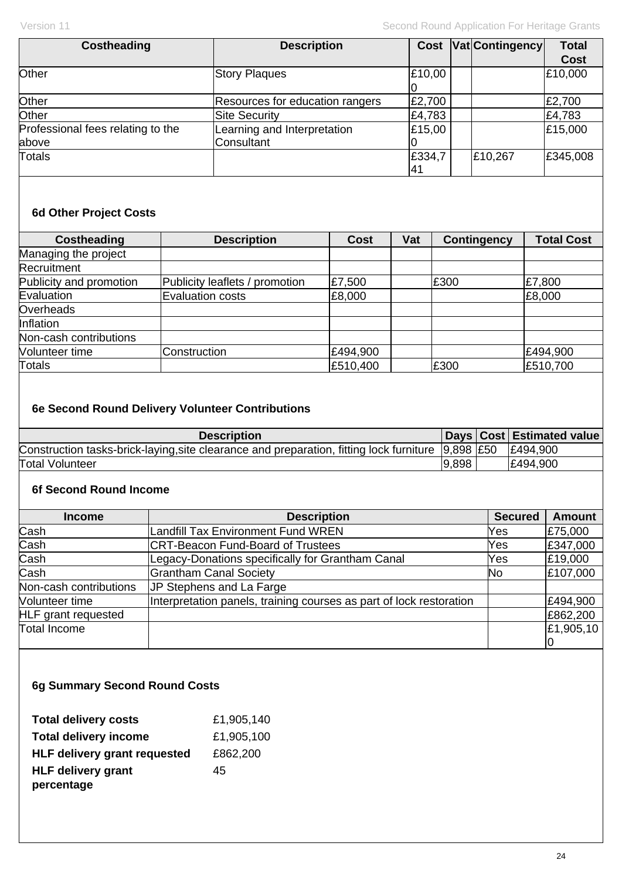| Costheading | Description | Cost | Vat | Contingency | Total Cost |
|---|---|---|---|---|---|
| Other | Story Plaques | £10,000 | | | £10,000 |
| Other | Resources for education rangers | £2,700 | | | £2,700 |
| Other | Site Security | £4,783 | | | £4,783 |
| Professional fees relating to the above | Learning and Interpretation Consultant | £15,000 | | | £15,000 |
| Totals | | £334,741 | | £10,267 | £345,008 |

### 6d Other Project Costs

| Costheading | Description | Cost | Vat | Contingency | Total Cost |
|---|---|---|---|---|---|
| Managing the project | | | | | |
| Recruitment | | | | | |
| Publicity and promotion | Publicity leaflets / promotion | £7,500 | | £300 | £7,800 |
| Evaluation | Evaluation costs | £8,000 | | | £8,000 |
| Overheads | | | | | |
| Inflation | | | | | |
| Non-cash contributions | | | | | |
| Volunteer time | Construction | £494,900 | | | £494,900 |
| Totals | | £510,400 | | £300 | £510,700 |

### 6e Second Round Delivery Volunteer Contributions

| Description | Days | Cost | Estimated value |
|---|---|---|---|
| Construction tasks-brick-laying,site clearance and preparation, fitting lock furniture | 9,898 | £50 | £494,900 |
| Total Volunteer | 9,898 | | £494,900 |

### 6f Second Round Income

| Income | Description | Secured | Amount |
|---|---|---|---|
| Cash | Landfill Tax Environment Fund WREN | Yes | £75,000 |
| Cash | CRT-Beacon Fund-Board of Trustees | Yes | £347,000 |
| Cash | Legacy-Donations specifically for Grantham Canal | Yes | £19,000 |
| Cash | Grantham Canal Society | No | £107,000 |
| Non-cash contributions | JP Stephens and La Farge | | |
| Volunteer time | Interpretation panels, training courses as part of lock restoration | | £494,900 |
| HLF grant requested | | | £862,200 |
| Total Income | | | £1,905,100 |

### 6g Summary Second Round Costs

| | |
|---|---|
| **Total delivery costs** | £1,905,140 |
| **Total delivery income** | £1,905,100 |
| **HLF delivery grant requested** | £862,200 |
| **HLF delivery grant percentage** | 45 |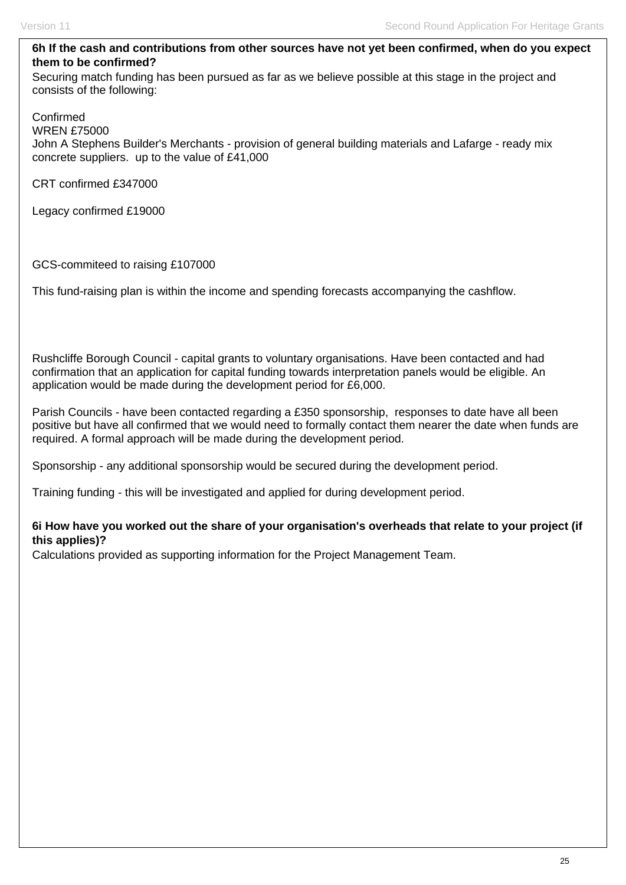**6h If the cash and contributions from other sources have not yet been confirmed, when do you expect them to be confirmed?**

Securing match funding has been pursued as far as we believe possible at this stage in the project and consists of the following:

Confirmed
WREN £75000
John A Stephens Builder's Merchants - provision of general building materials and Lafarge - ready mix concrete suppliers. up to the value of £41,000

CRT confirmed £347000

Legacy confirmed £19000

GCS-commiteed to raising £107000

This fund-raising plan is within the income and spending forecasts accompanying the cashflow.

Rushcliffe Borough Council - capital grants to voluntary organisations. Have been contacted and had confirmation that an application for capital funding towards interpretation panels would be eligible. An application would be made during the development period for £6,000.

Parish Councils - have been contacted regarding a £350 sponsorship, responses to date have all been positive but have all confirmed that we would need to formally contact them nearer the date when funds are required. A formal approach will be made during the development period.

Sponsorship - any additional sponsorship would be secured during the development period.

Training funding - this will be investigated and applied for during development period.

**6i How have you worked out the share of your organisation's overheads that relate to your project (if this applies)?**

Calculations provided as supporting information for the Project Management Team.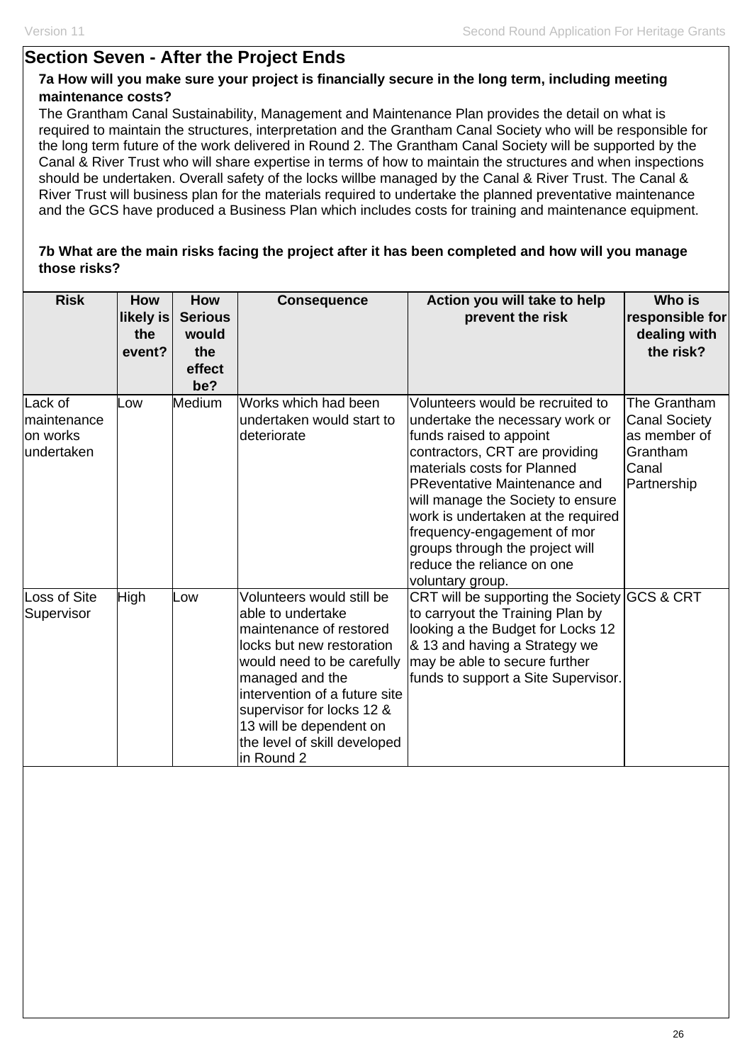## Section Seven - After the Project Ends

**7a How will you make sure your project is financially secure in the long term, including meeting maintenance costs?**

The Grantham Canal Sustainability, Management and Maintenance Plan provides the detail on what is required to maintain the structures, interpretation and the Grantham Canal Society who will be responsible for the long term future of the work delivered in Round 2. The Grantham Canal Society will be supported by the Canal & River Trust who will share expertise in terms of how to maintain the structures and when inspections should be undertaken. Overall safety of the locks willbe managed by the Canal & River Trust. The Canal & River Trust will business plan for the materials required to undertake the planned preventative maintenance and the GCS have produced a Business Plan which includes costs for training and maintenance equipment.

**7b What are the main risks facing the project after it has been completed and how will you manage those risks?**

| Risk | How likely is the event? | How Serious would the effect be? | Consequence | Action you will take to help prevent the risk | Who is responsible for dealing with the risk? |
|---|---|---|---|---|---|
| Lack of maintenance on works undertaken | Low | Medium | Works which had been undertaken would start to deteriorate | Volunteers would be recruited to undertake the necessary work or funds raised to appoint contractors, CRT are providing materials costs for Planned PReventative Maintenance and will manage the Society to ensure work is undertaken at the required frequency-engagement of mor groups through the project will reduce the reliance on one voluntary group. | The Grantham Canal Society as member of Grantham Canal Partnership |
| Loss of Site Supervisor | High | Low | Volunteers would still be able to undertake maintenance of restored locks but new restoration would need to be carefully managed and the intervention of a future site supervisor for locks 12 & 13 will be dependent on the level of skill developed in Round 2 | CRT will be supporting the Society to carryout the Training Plan by looking a the Budget for Locks 12 & 13 and having a Strategy we may be able to secure further funds to support a Site Supervisor. | GCS & CRT |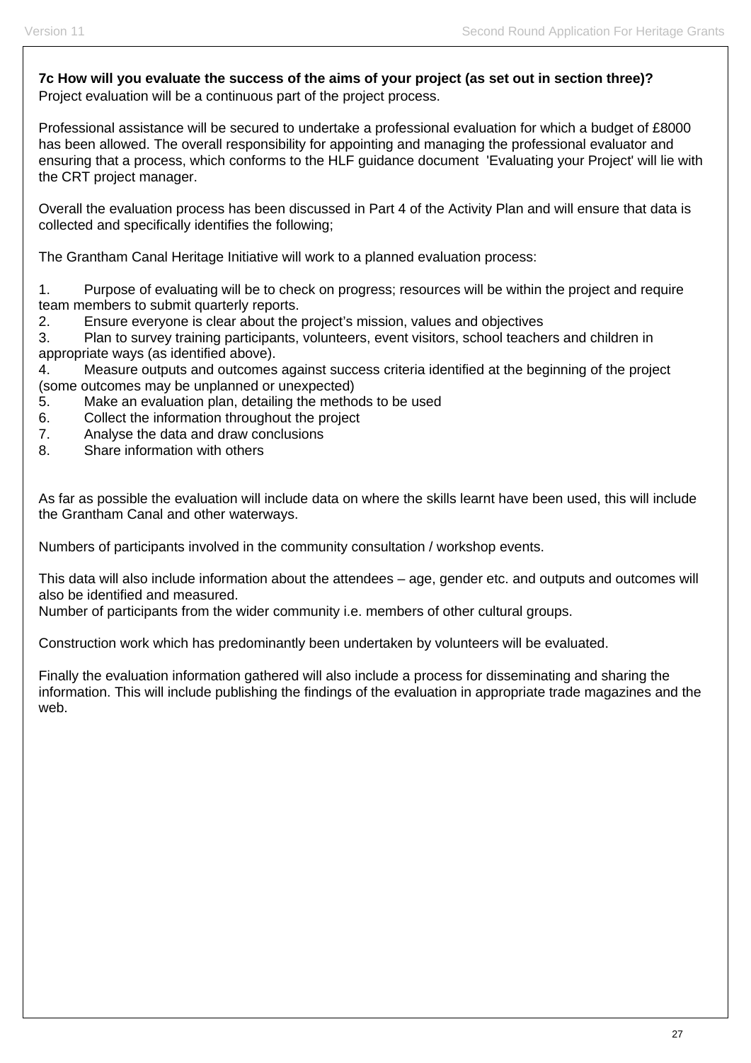**7c How will you evaluate the success of the aims of your project (as set out in section three)?**

Project evaluation will be a continuous part of the project process.

Professional assistance will be secured to undertake a professional evaluation for which a budget of £8000 has been allowed. The overall responsibility for appointing and managing the professional evaluator and ensuring that a process, which conforms to the HLF guidance document 'Evaluating your Project' will lie with the CRT project manager.

Overall the evaluation process has been discussed in Part 4 of the Activity Plan and will ensure that data is collected and specifically identifies the following;

The Grantham Canal Heritage Initiative will work to a planned evaluation process:

1. Purpose of evaluating will be to check on progress; resources will be within the project and require team members to submit quarterly reports.
2. Ensure everyone is clear about the project's mission, values and objectives
3. Plan to survey training participants, volunteers, event visitors, school teachers and children in appropriate ways (as identified above).
4. Measure outputs and outcomes against success criteria identified at the beginning of the project (some outcomes may be unplanned or unexpected)
5. Make an evaluation plan, detailing the methods to be used
6. Collect the information throughout the project
7. Analyse the data and draw conclusions
8. Share information with others

As far as possible the evaluation will include data on where the skills learnt have been used, this will include the Grantham Canal and other waterways.

Numbers of participants involved in the community consultation / workshop events.

This data will also include information about the attendees – age, gender etc. and outputs and outcomes will also be identified and measured.
Number of participants from the wider community i.e. members of other cultural groups.

Construction work which has predominantly been undertaken by volunteers will be evaluated.

Finally the evaluation information gathered will also include a process for disseminating and sharing the information. This will include publishing the findings of the evaluation in appropriate trade magazines and the web.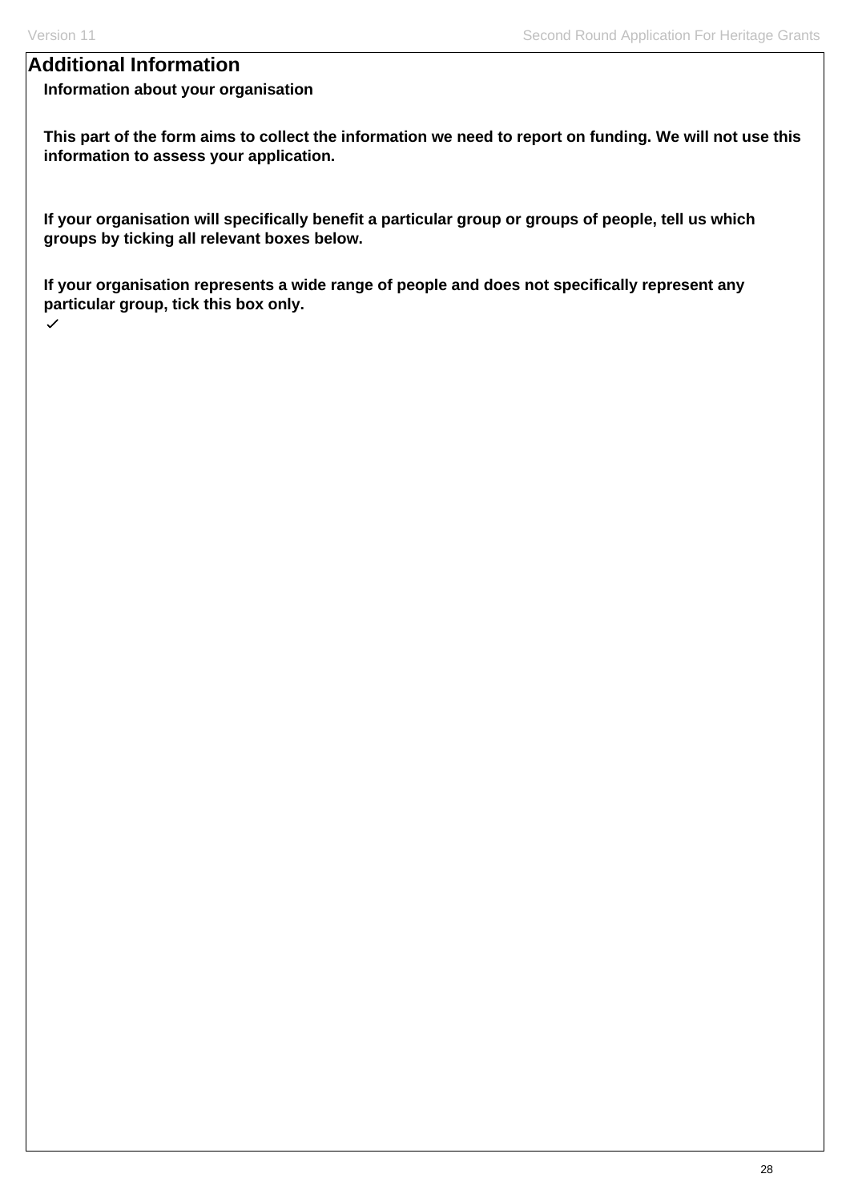## Additional Information

**Information about your organisation**

**This part of the form aims to collect the information we need to report on funding. We will not use this information to assess your application.**

**If your organisation will specifically benefit a particular group or groups of people, tell us which groups by ticking all relevant boxes below.**

**If your organisation represents a wide range of people and does not specifically represent any particular group, tick this box only.**

✓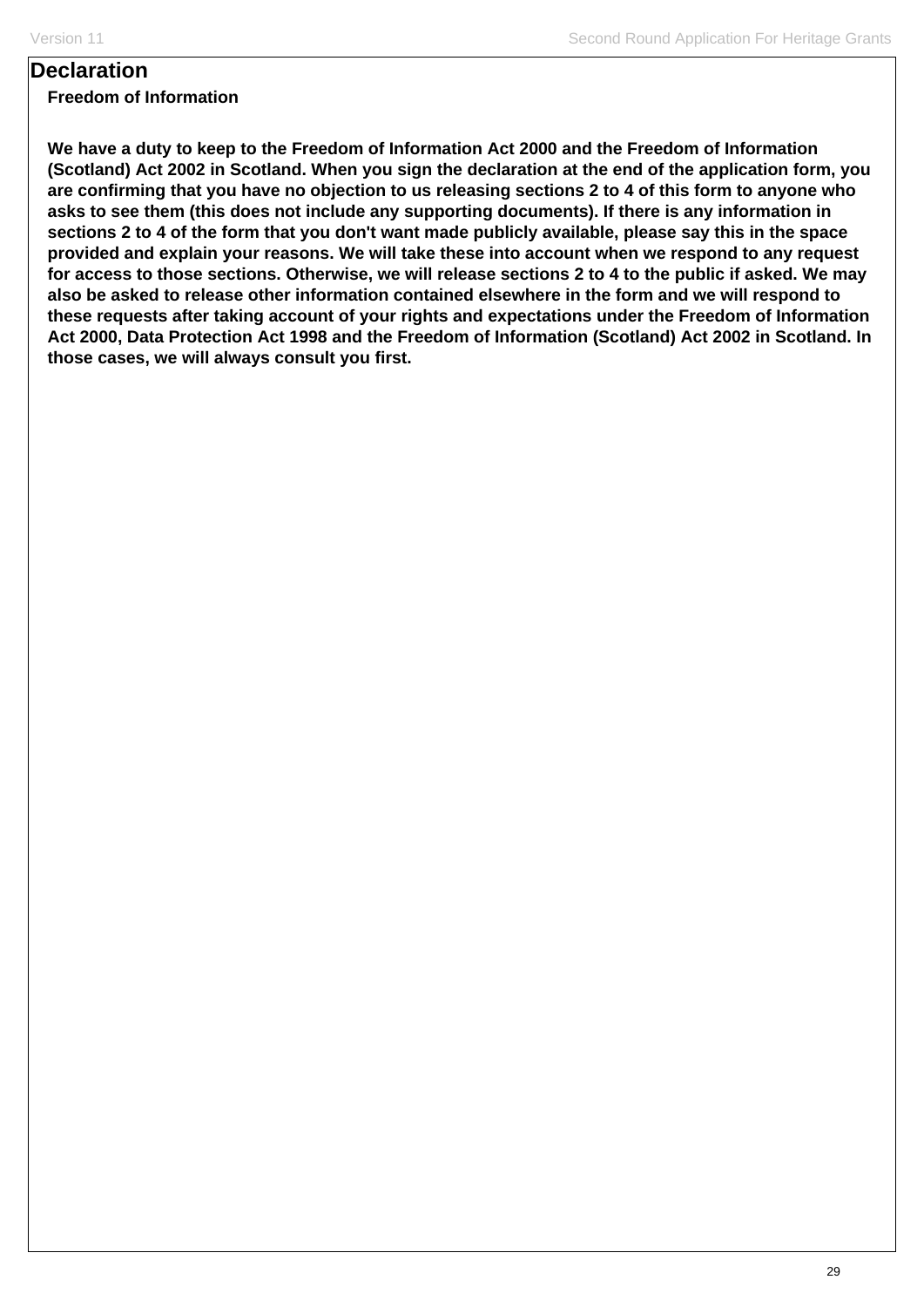# Declaration

**Freedom of Information**

**We have a duty to keep to the Freedom of Information Act 2000 and the Freedom of Information (Scotland) Act 2002 in Scotland. When you sign the declaration at the end of the application form, you are confirming that you have no objection to us releasing sections 2 to 4 of this form to anyone who asks to see them (this does not include any supporting documents). If there is any information in sections 2 to 4 of the form that you don't want made publicly available, please say this in the space provided and explain your reasons. We will take these into account when we respond to any request for access to those sections. Otherwise, we will release sections 2 to 4 to the public if asked. We may also be asked to release other information contained elsewhere in the form and we will respond to these requests after taking account of your rights and expectations under the Freedom of Information Act 2000, Data Protection Act 1998 and the Freedom of Information (Scotland) Act 2002 in Scotland. In those cases, we will always consult you first.**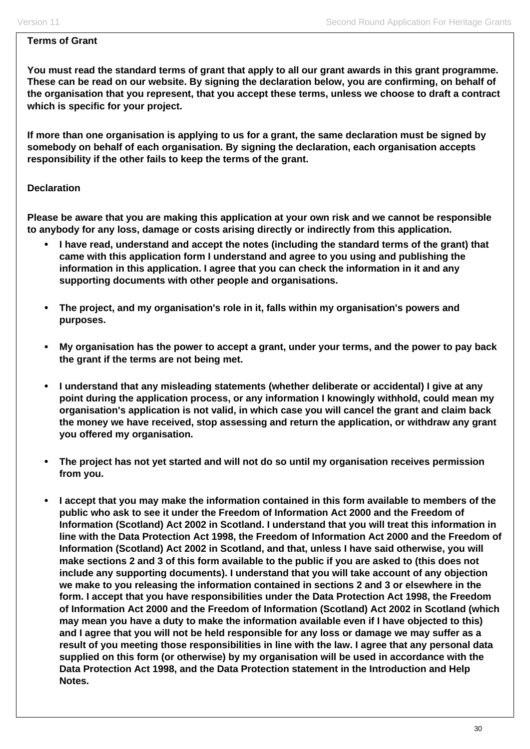**Terms of Grant**

**You must read the standard terms of grant that apply to all our grant awards in this grant programme. These can be read on our website. By signing the declaration below, you are confirming, on behalf of the organisation that you represent, that you accept these terms, unless we choose to draft a contract which is specific for your project.**

**If more than one organisation is applying to us for a grant, the same declaration must be signed by somebody on behalf of each organisation. By signing the declaration, each organisation accepts responsibility if the other fails to keep the terms of the grant.**

**Declaration**

**Please be aware that you are making this application at your own risk and we cannot be responsible to anybody for any loss, damage or costs arising directly or indirectly from this application.**

- **I have read, understand and accept the notes (including the standard terms of the grant) that came with this application form I understand and agree to you using and publishing the information in this application. I agree that you can check the information in it and any supporting documents with other people and organisations.**

- **The project, and my organisation's role in it, falls within my organisation's powers and purposes.**

- **My organisation has the power to accept a grant, under your terms, and the power to pay back the grant if the terms are not being met.**

- **I understand that any misleading statements (whether deliberate or accidental) I give at any point during the application process, or any information I knowingly withhold, could mean my organisation's application is not valid, in which case you will cancel the grant and claim back the money we have received, stop assessing and return the application, or withdraw any grant you offered my organisation.**

- **The project has not yet started and will not do so until my organisation receives permission from you.**

- **I accept that you may make the information contained in this form available to members of the public who ask to see it under the Freedom of Information Act 2000 and the Freedom of Information (Scotland) Act 2002 in Scotland. I understand that you will treat this information in line with the Data Protection Act 1998, the Freedom of Information Act 2000 and the Freedom of Information (Scotland) Act 2002 in Scotland, and that, unless I have said otherwise, you will make sections 2 and 3 of this form available to the public if you are asked to (this does not include any supporting documents). I understand that you will take account of any objection we make to you releasing the information contained in sections 2 and 3 or elsewhere in the form. I accept that you have responsibilities under the Data Protection Act 1998, the Freedom of Information Act 2000 and the Freedom of Information (Scotland) Act 2002 in Scotland (which may mean you have a duty to make the information available even if I have objected to this) and I agree that you will not be held responsible for any loss or damage we may suffer as a result of you meeting those responsibilities in line with the law. I agree that any personal data supplied on this form (or otherwise) by my organisation will be used in accordance with the Data Protection Act 1998, and the Data Protection statement in the Introduction and Help Notes.**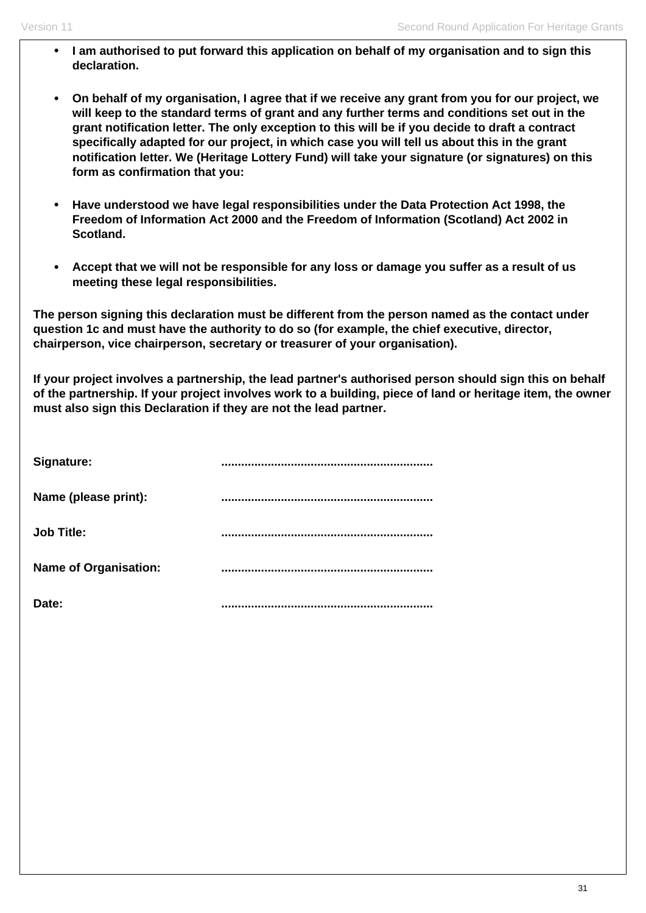- **I am authorised to put forward this application on behalf of my organisation and to sign this declaration.**

- **On behalf of my organisation, I agree that if we receive any grant from you for our project, we will keep to the standard terms of grant and any further terms and conditions set out in the grant notification letter. The only exception to this will be if you decide to draft a contract specifically adapted for our project, in which case you will tell us about this in the grant notification letter. We (Heritage Lottery Fund) will take your signature (or signatures) on this form as confirmation that you:**

- **Have understood we have legal responsibilities under the Data Protection Act 1998, the Freedom of Information Act 2000 and the Freedom of Information (Scotland) Act 2002 in Scotland.**

- **Accept that we will not be responsible for any loss or damage you suffer as a result of us meeting these legal responsibilities.**

**The person signing this declaration must be different from the person named as the contact under question 1c and must have the authority to do so (for example, the chief executive, director, chairperson, vice chairperson, secretary or treasurer of your organisation).**

**If your project involves a partnership, the lead partner's authorised person should sign this on behalf of the partnership. If your project involves work to a building, piece of land or heritage item, the owner must also sign this Declaration if they are not the lead partner.**

**Signature:** ...............................................................

**Name (please print):** ...............................................................

**Job Title:** ...............................................................

**Name of Organisation:** ...............................................................

**Date:** ...............................................................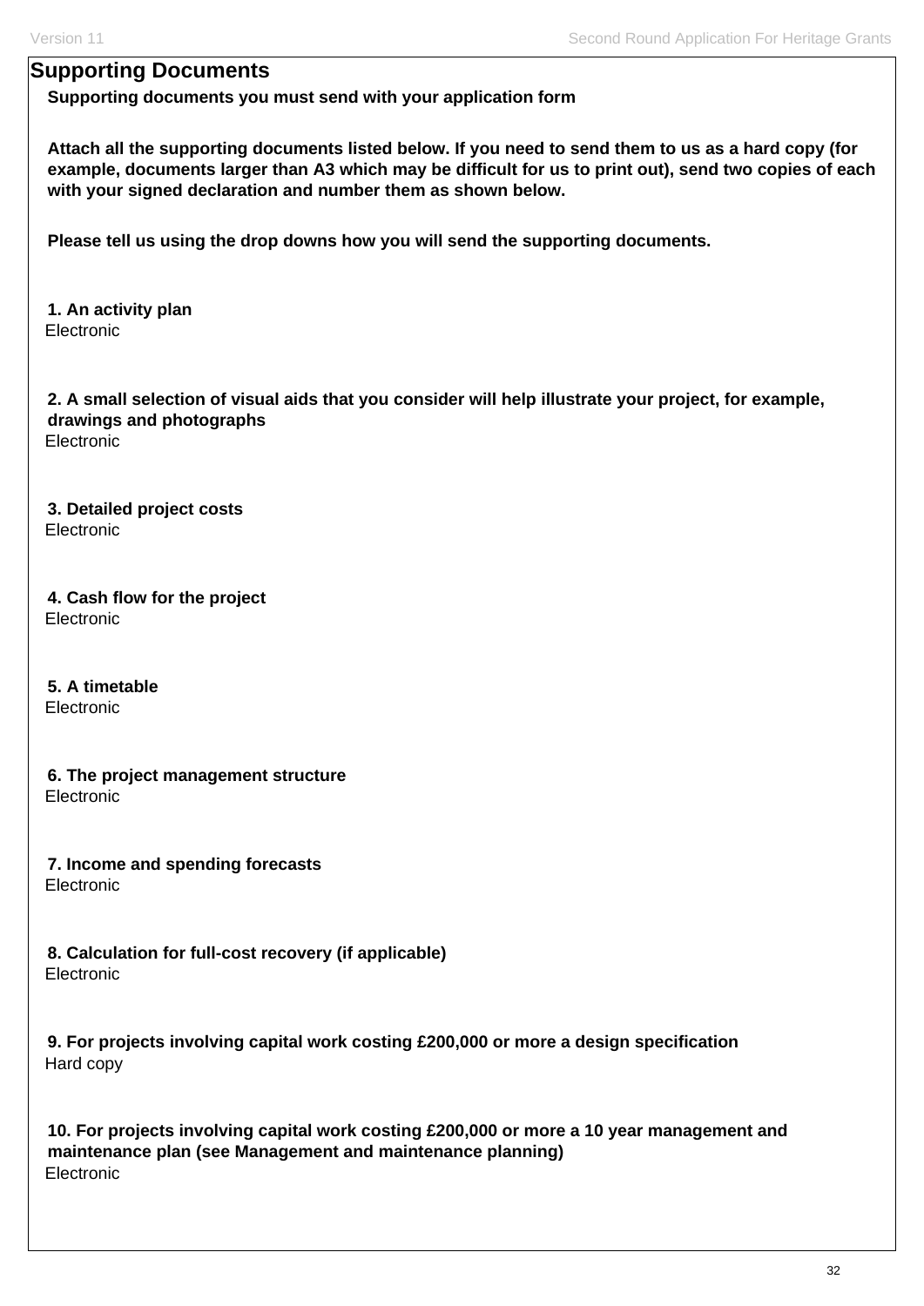## Supporting Documents

**Supporting documents you must send with your application form**

**Attach all the supporting documents listed below. If you need to send them to us as a hard copy (for example, documents larger than A3 which may be difficult for us to print out), send two copies of each with your signed declaration and number them as shown below.**

**Please tell us using the drop downs how you will send the supporting documents.**

**1. An activity plan**
Electronic

**2. A small selection of visual aids that you consider will help illustrate your project, for example, drawings and photographs**
Electronic

**3. Detailed project costs**
Electronic

**4. Cash flow for the project**
Electronic

**5. A timetable**
Electronic

**6. The project management structure**
Electronic

**7. Income and spending forecasts**
Electronic

**8. Calculation for full-cost recovery (if applicable)**
Electronic

**9. For projects involving capital work costing £200,000 or more a design specification**
Hard copy

**10. For projects involving capital work costing £200,000 or more a 10 year management and maintenance plan (see Management and maintenance planning)**
Electronic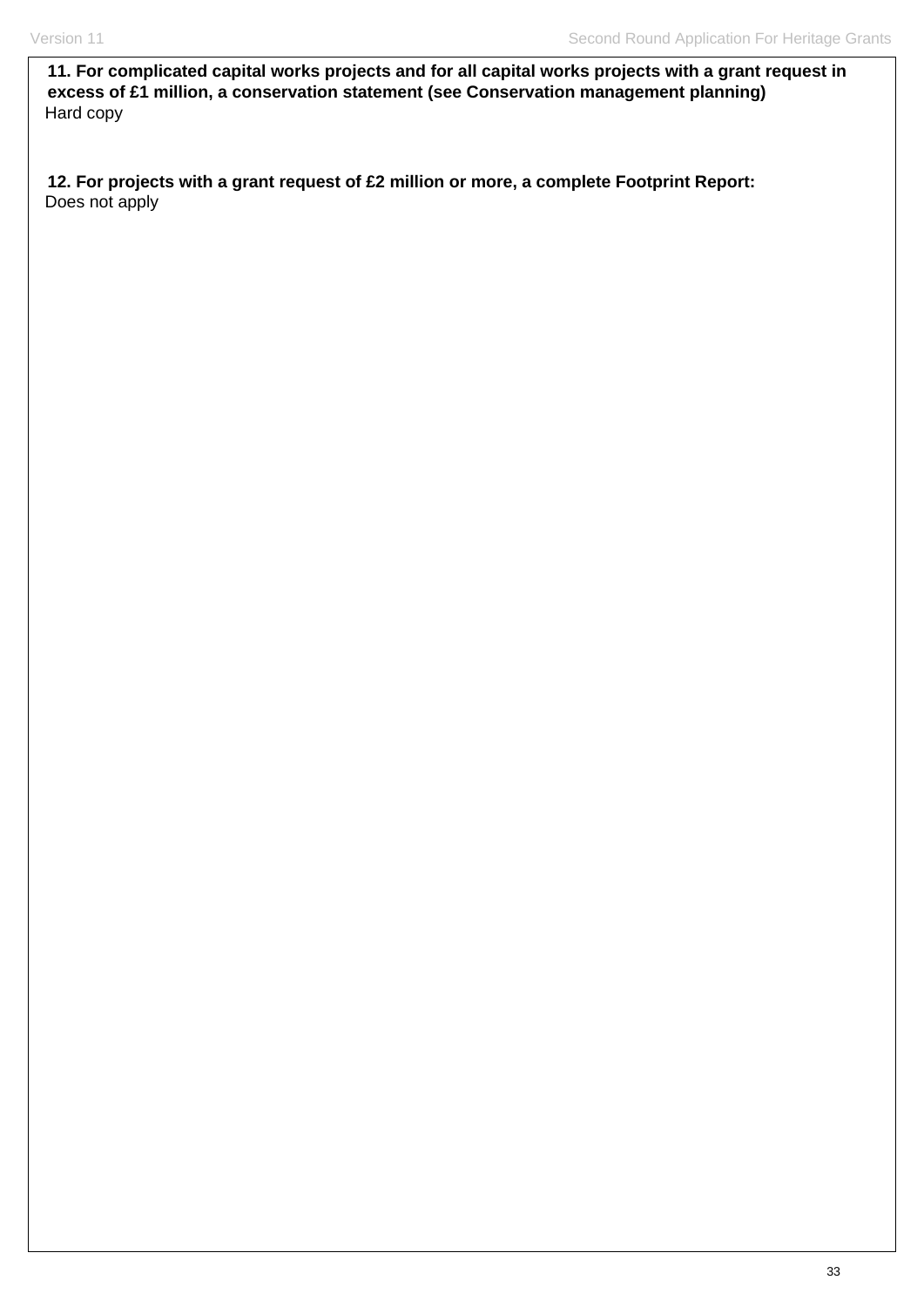**11. For complicated capital works projects and for all capital works projects with a grant request in excess of £1 million, a conservation statement (see Conservation management planning)**

Hard copy

**12. For projects with a grant request of £2 million or more, a complete Footprint Report:**

Does not apply